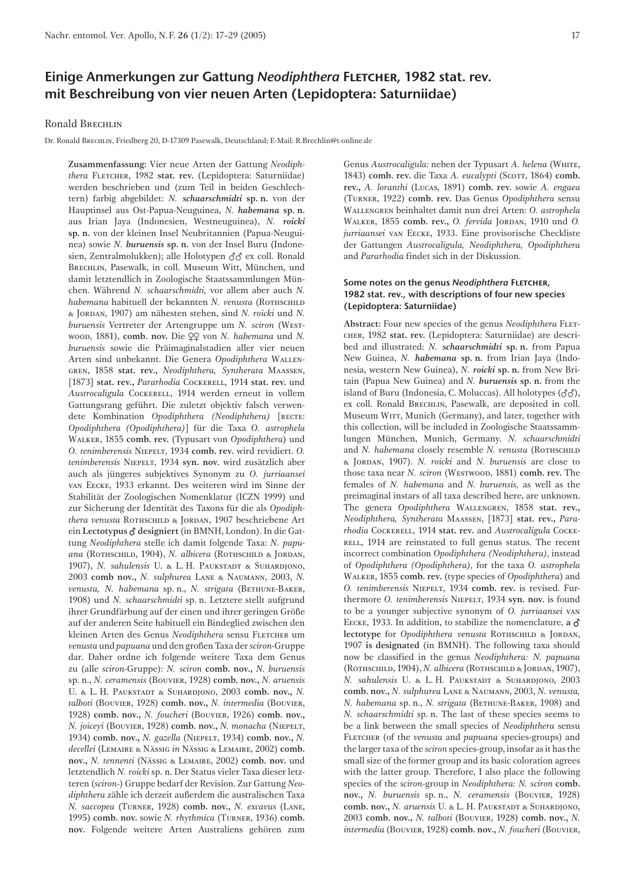# Einige Anmerkungen zur Gattung *Neodiphthera* Fletcher, 1982 stat. rev. mit Beschreibung von vier neuen Arten (Lepidoptera: Saturniidae)

Ronald Brechlin

Dr. Ronald Brechlin, Friedberg 20, D-17309 Pasewalk, Deutschland; E-Mail: R.Brechlin@t-online.de

**Zusammenfassung:** Vier neue Arten der Gattung *Neodiphthera* Fletcher, 1982 **stat. rev.** (Lepidoptera: Saturniidae) werden beschrieben und (zum Teil in beiden Geschlechtern) farbig abgebildet: *N.* ***schaarschmidti*** **sp. n.** von der Hauptinsel aus Ost-Papua-Neuguinea, *N.* ***habemana*** **sp. n.** aus Irian Jaya (Indonesien, Westneuguinea), *N.* ***roicki*** **sp. n.** von der kleinen Insel Neubritannien (Papua-Neuguinea) sowie *N.* ***buruensis*** **sp. n.** von der Insel Buru (Indonesien, Zentralmolukken); alle Holotypen ♂♂ ex coll. Ronald Brechlin, Pasewalk, in coll. Museum Witt, München, und damit letztendlich in Zoologische Staatssammlungen München. Während *N. schaarschmidti,* vor allem aber auch *N. habemana* habituell der bekannten *N. venusta* (Rothschild & Jordan, 1907) am nächesten stehen, sind *N. roicki* und *N. buruensis* Vertreter der Artengruppe um *N. sciron* (Westwood, 1881), **comb. nov.** Die ♀♀ von *N. habemana* und *N. buruensis* sowie die Präimaginalstadien aller vier neuen Arten sind unbekannt. Die Genera *Opodiphthera* Wallengren, 1858 **stat. rev.**, *Neodiphthera, Syntherata* Maassen, [1873] **stat. rev.**, *Pararhodia* Cockerell, 1914 **stat. rev.** und *Austrocaligula* Cockerell, 1914 werden erneut in vollem Gattungsrang geführt. Die zuletzt objektiv falsch verwendete Kombination *Opodiphthera (Neodiphthera)* [recte: *Opodiphthera (Opodiphthera)*] für die Taxa *O. astrophela* Walker, 1855 **comb. rev.** (Typusart von *Opodiphthera*) und *O. tenimberensis* Niepelt, 1934 **comb. rev.** wird revidiert. *O. tenimberensis* Niepelt, 1934 **syn. nov.** wird zusätzlich aber auch als jüngeres subjektives Synonym zu *O. jurriaansei* van Eecke, 1933 erkannt. Des weiteren wird im Sinne der Stabilität der Zoologischen Nomenklatur (ICZN 1999) und zur Sicherung der Identität des Taxons für die als *Opodiphthera venusta* Rothschild & Jordan, 1907 beschriebene Art ein **Lectotypus ♂ designiert** (in BMNH, London). In die Gattung *Neodiphthera* stelle ich damit folgende Taxa: *N. papuana* (Rothschild, 1904), *N. albicera* (Rothschild & Jordan, 1907), *N. sahulensis* U. & L. H. Paukstadt & Suhardjono, 2003 **comb nov.,** *N. sulphurea* Lane & Naumann, 2003, *N. venusta, N. habemana* sp. n., *N. strigata* (Bethune-Baker, 1908) und *N. schaarschmidti* sp. n. Letztere stellt aufgrund ihrer Grundfärbung auf der einen und ihrer geringen Größe auf der anderen Seite habituell ein Bindeglied zwischen den kleinen Arten des Genus *Neodiphthera* sensu Fletcher um *venusta* und *papuana* und den großen Taxa der *sciron*-Gruppe dar. Daher ordne ich folgende weitere Taxa dem Genus zu (alle *sciron*-Gruppe): *N. sciron* **comb. nov.,** *N. buruensis* sp. n., *N. ceramensis* (Bouvier, 1928) **comb. nov.,** *N. aruensis* U. & L. H. Paukstadt & Suhardjono, 2003 **comb. nov.,** *N. talboti* (Bouvier, 1928) **comb. nov.,** *N. intermedia* (Bouvier, 1928) **comb. nov.,** *N. foucheri* (Bouvier, 1926) **comb. nov.,** *N. joiceyi* (Bouvier, 1928) **comb. nov.,** *N. monacha* (Niepelt, 1934) **comb. nov.,** *N. gazella* (Niepelt, 1934) **comb. nov.,** *N. decellei* (Lemaire & Nässig *in* Nässig & Lemaire, 2002) **comb. nov.,** *N. tennenti* (Nässig & Lemaire, 2002) **comb. nov.** und letztendlich *N. roicki* sp. n. Der Status vieler Taxa dieser letzteren (*sciron*-) Gruppe bedarf der Revision. Zur Gattung *Neodiphthera* zähle ich derzeit außerdem die australischen Taxa *N. saccopea* (Turner, 1928) **comb. nov.,** *N. excavus* (Lane, 1995) **comb. nov.** sowie *N. rhythmica* (Turner, 1936) **comb. nov.** Folgende weitere Arten Australiens gehören zum Genus *Austrocaligula:* neben der Typusart *A. helena* (White, 1843) **comb. rev.** die Taxa *A. eucalypti* (Scott, 1864) **comb. rev.,** *A. loranthi* (Lucas, 1891) **comb. rev.** sowie *A. engaea* (Turner, 1922) **comb. rev.** Das Genus *Opodiphthera* sensu Wallengren beinhaltet damit nun drei Arten: *O. astrophela* Walker, 1855 **comb. rev.,** *O. fervida* Jordan, 1910 und *O. jurriaansei* van Eecke, 1933. Eine provisorische Checkliste der Gattungen *Austrocaligula, Neodiphthera, Opodiphthera* and *Pararhodia* findet sich in der Diskussion.

## Some notes on the genus *Neodiphthera* Fletcher, 1982 stat. rev., with descriptions of four new species (Lepidoptera: Saturniidae)

**Abstract:** Four new species of the genus *Neodiphthera* Fletcher, 1982 **stat. rev.** (Lepidoptera: Saturniidae) are described and illustrated: *N.* ***schaarschmidti*** **sp. n.** from Papua New Guinea, *N.* ***habemana*** **sp. n.** from Irian Jaya (Indonesia, western New Guinea), *N.* ***roicki*** **sp. n.** from New Britain (Papua New Guinea) and *N.* ***buruensis*** **sp. n.** from the island of Buru (Indonesia, C. Moluccas). All holotypes (♂♂), ex coll. Ronald Brechlin, Pasewalk, are deposited in coll. Museum Witt, Munich (Germany), and later, together with this collection, will be included in Zoologische Staatssammlungen München, Munich, Germany. *N. schaarschmidti* and *N. habemana* closely resemble *N. venusta* (Rothschild & Jordan, 1907). *N. roicki* and *N. buruensis* are close to those taxa near *N. sciron* (Westwood, 1881) **comb. rev.** The females of *N. habemana* and *N. buruensis,* as well as the preimaginal instars of all taxa described here, are unknown. The genera *Opodiphthera* Wallengren, 1858 **stat. rev.,** *Neodiphthera, Syntherata* Maassen, [1873] **stat. rev.,** *Pararhodia* Cockerell, 1914 **stat. rev.** and *Austrocaligula* Cockerell, 1914 are reinstated to full genus status. The recent incorrect combination *Opodiphthera (Neodiphthera),* instead of *Opodiphthera (Opodiphthera),* for the taxa *O. astrophela* Walker, 1855 **comb. rev.** (type species of *Opodiphthera*) and *O. tenimberensis* Niepelt, 1934 **comb. rev.** is revised. Furthermore *O. tenimberensis* Niepelt, 1934 **syn. nov.** is found to be a younger subjective synonym of *O. jurriaansei* van Eecke, 1933. In addition, to stabilize the nomenclature, **a ♂ lectotype** for *Opodiphthera venusta* Rothschild & Jordan, 1907 **is designated** (in BMNH). The following taxa should now be classified in the genus *Neodiphthera: N. papuana* (Rothschild, 1904), *N. albicera* (Rothschild & Jordan, 1907), *N. sahulensis* U. & L. H. Paukstadt & Suhardjono, 2003 **comb. nov.,** *N. sulphurea* Lane & Naumann, 2003, *N. venusta, N. habemana* sp. n., *N. strigata* (Bethune-Baker, 1908) and *N. schaarschmidti* sp. n. The last of these species seems to be a link between the small species of *Neodiphthera* sensu Fletcher (of the *venusta* and *papuana* species-groups) and the larger taxa of the *sciron* species-group, insofar as it has the small size of the former group and its basic coloration agrees with the latter group. Therefore, I also place the following species of the *sciron*-group in *Neodiphthera: N. sciron* **comb. nov.,** *N. buruensis* sp. n., *N. ceramensis* (Bouvier, 1928) **comb. nov.,** *N. aruensis* U. & L. H. Paukstadt & Suhardjono, 2003 **comb. nov.,** *N. talboti* (Bouvier, 1928) **comb. nov.,** *N. intermedia* (Bouvier, 1928) **comb. nov.,** *N. foucheri* (Bouvier,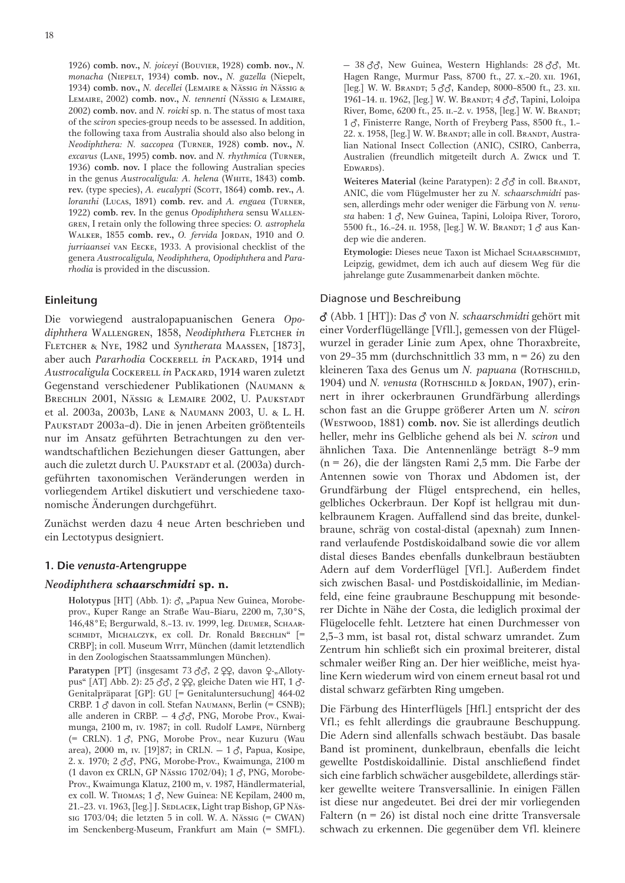1926) **comb. nov.,** *N. joiceyi* (Bouvier, 1928) **comb. nov.,** *N. monacha* (Niepelt, 1934) **comb. nov.,** *N. gazella* (Niepelt, 1934) **comb. nov.,** *N. decellei* (Lemaire & Nässig *in* Nässig & Lemaire, 2002) **comb. nov.,** *N. tennenti* (Nässig & Lemaire, 2002) **comb. nov.** and *N. roicki* sp. n. The status of most taxa of the *sciron* species-group needs to be assessed. In addition, the following taxa from Australia should also also belong in *Neodiphthera: N. saccopea* (Turner, 1928) **comb. nov.,** *N. excavus* (Lane, 1995) **comb. nov.** and *N. rhythmica* (Turner, 1936) **comb. nov.** I place the following Australian species in the genus *Austrocaligula: A. helena* (White, 1843) **comb. rev.** (type species), *A. eucalypti* (Scott, 1864) **comb. rev.,** *A. loranthi* (Lucas, 1891) **comb. rev.** and *A. engaea* (Turner, 1922) **comb. rev.** In the genus *Opodiphthera* sensu Wallengren, I retain only the following three species: *O. astrophela* Walker, 1855 **comb. rev.,** *O. fervida* Jordan, 1910 and *O. jurriaansei* van Eecke, 1933. A provisional checklist of the genera *Austrocaligula, Neodiphthera, Opodiphthera* and *Pararhodia* is provided in the discussion.

## Einleitung

Die vorwiegend australopapuanischen Genera *Opodiphthera* Wallengren, 1858, *Neodiphthera* Fletcher *in* Fletcher & Nye, 1982 und *Syntherata* Maassen, [1873], aber auch *Pararhodia* Cockerell *in* Packard, 1914 und *Austrocaligula* Cockerell *in* Packard, 1914 waren zuletzt Gegenstand verschiedener Publikationen (Naumann & Brechlin 2001, Nässig & Lemaire 2002, U. Paukstadt et al. 2003a, 2003b, Lane & Naumann 2003, U. & L. H. Paukstadt 2003a–d). Die in jenen Arbeiten größtenteils nur im Ansatz geführten Betrachtungen zu den verwandtschaftlichen Beziehungen dieser Gattungen, aber auch die zuletzt durch U. Paukstadt et al. (2003a) durchgeführten taxonomischen Veränderungen werden in vorliegendem Artikel diskutiert und verschiedene taxonomische Änderungen durchgeführt.

Zunächst werden dazu 4 neue Arten beschrieben und ein Lectotypus designiert.

## 1. Die *venusta*-Artengruppe

### *Neodiphthera* **schaarschmidti** sp. n.

**Holotypus** [HT] (Abb. 1): ♂, „Papua New Guinea, Morobeprov., Kuper Range an Straße Wau–Biaru, 2200 m, 7,30°S, 146,48°E; Bergurwald, 8.–13. iv. 1999, leg. Deumer, Schaarschmidt, Michalczyk, ex coll. Dr. Ronald Brechlin" [= CRBP]; in coll. Museum Witt, München (damit letztendlich in den Zoologischen Staatssammlungen München).

**Paratypen** [PT] (insgesamt 73 ♂♂, 2 ♀♀, davon ♀-„Allotypus" [AT] Abb. 2): 25 ♂♂, 2 ♀♀, gleiche Daten wie HT, 1 ♂-Genitalpräparat [GP]: GU [= Genitaluntersuchung] 464-02 CRBP. 1 ♂ davon in coll. Stefan Naumann, Berlin (= CSNB); alle anderen in CRBP. — 4 ♂♂, PNG, Morobe Prov., Kwaimunga, 2100 m, iv. 1987; in coll. Rudolf Lampe, Nürnberg (= CRLN). 1 ♂, PNG, Morobe Prov., near Kuzuru (Wau area), 2000 m, iv. [19]87; in CRLN. — 1 ♂, Papua, Kosipe, 2. x. 1970; 2 ♂♂, PNG, Morobe-Prov., Kwaimunga, 2100 m (1 davon ex CRLN, GP Nässig 1702/04); 1 ♂, PNG, Morobe-Prov., Kwaimunga Klatuz, 2100 m, v. 1987, Händlermaterial, ex coll. W. Thomas; 1 ♂, New Guinea: NE Kepilam, 2400 m, 21.–23. vi. 1963, [leg.] J. Sedlacek, Light trap Bishop, GP Nässig 1703/04; die letzten 5 in coll. W. A. Nässig (= CWAN) im Senckenberg-Museum, Frankfurt am Main (= SMFL). — 38 ♂♂, New Guinea, Western Highlands: 28 ♂♂, Mt. Hagen Range, Murmur Pass, 8700 ft., 27. x.–20. xii. 1961, [leg.] W. W. Brandt; 5 ♂♂, Kandep, 8000–8500 ft., 23. xii. 1961–14. ii. 1962, [leg.] W. W. Brandt; 4 ♂♂, Tapini, Loloipa River, Bome, 6200 ft., 25. ii.–2. v. 1958, [leg.] W. W. Brandt; 1 ♂, Finisterre Range, North of Freyberg Pass, 8500 ft., 1.–22. x. 1958, [leg.] W. W. Brandt; alle in coll. Brandt, Australian National Insect Collection (ANIC), CSIRO, Canberra, Australien (freundlich mitgeteilt durch A. Zwick und T. Edwards).

**Weiteres Material** (keine Paratypen): 2 ♂♂ in coll. Brandt, ANIC, die vom Flügelmuster her zu *N. schaarschmidti* passen, allerdings mehr oder weniger die Färbung von *N. venusta* haben: 1 ♂, New Guinea, Tapini, Loloipa River, Tororo, 5500 ft., 16.–24. ii. 1958, [leg.] W. W. Brandt; 1 ♂ aus Kandep wie die anderen.

**Etymologie:** Dieses neue Taxon ist Michael Schaarschmidt, Leipzig, gewidmet, dem ich auch auf diesem Weg für die jahrelange gute Zusammenarbeit danken möchte.

## Diagnose und Beschreibung

♂ (Abb. 1 [HT]): Das ♂ von *N. schaarschmidti* gehört mit einer Vorderflügellänge [Vfll.], gemessen von der Flügelwurzel in gerader Linie zum Apex, ohne Thoraxbreite, von 29–35 mm (durchschnittlich 33 mm, n = 26) zu den kleineren Taxa des Genus um *N. papuana* (Rothschild, 1904) und *N. venusta* (Rothschild & Jordan, 1907), erinnert in ihrer ockerbraunen Grundfärbung allerdings schon fast an die Gruppe größerer Arten um *N. sciron* (Westwood, 1881) **comb. nov.** Sie ist allerdings deutlich heller, mehr ins Gelbliche gehend als bei *N. sciron* und ähnlichen Taxa. Die Antennenlänge beträgt 8–9 mm (n = 26), die der längsten Rami 2,5 mm. Die Farbe der Antennen sowie von Thorax und Abdomen ist, der Grundfärbung der Flügel entsprechend, ein helles, gelbliches Ockerbraun. Der Kopf ist hellgrau mit dunkelbraunem Kragen. Auffallend sind das breite, dunkelbraune, schräg von costal-distal (apexnah) zum Innenrand verlaufende Postdiskoidalband sowie die vor allem distal dieses Bandes ebenfalls dunkelbraun bestäubten Adern auf dem Vorderflügel [Vfl.]. Außerdem findet sich zwischen Basal- und Postdiskoidallinie, im Medianfeld, eine feine graubraune Beschuppung mit besonderer Dichte in Nähe der Costa, die lediglich proximal der Flügelocelle fehlt. Letztere hat einen Durchmesser von 2,5–3 mm, ist basal rot, distal schwarz umrandet. Zum Zentrum hin schließt sich ein proximal breiterer, distal schmaler weißer Ring an. Der hier weißliche, meist hyaline Kern wiederum wird von einem erneut basal rot und distal schwarz gefärbten Ring umgeben.

Die Färbung des Hinterflügels [Hfl.] entspricht der des Vfl.; es fehlt allerdings die graubraune Beschuppung. Die Adern sind allenfalls schwach bestäubt. Das basale Band ist prominent, dunkelbraun, ebenfalls die leicht gewellte Postdiskoidallinie. Distal anschließend findet sich eine farblich schwächer ausgebildete, allerdings stärker gewellte weitere Transversallinie. In einigen Fällen ist diese nur angedeutet. Bei drei der mir vorliegenden Faltern (n = 26) ist distal noch eine dritte Transversale schwach zu erkennen. Die gegenüber dem Vfl. kleinere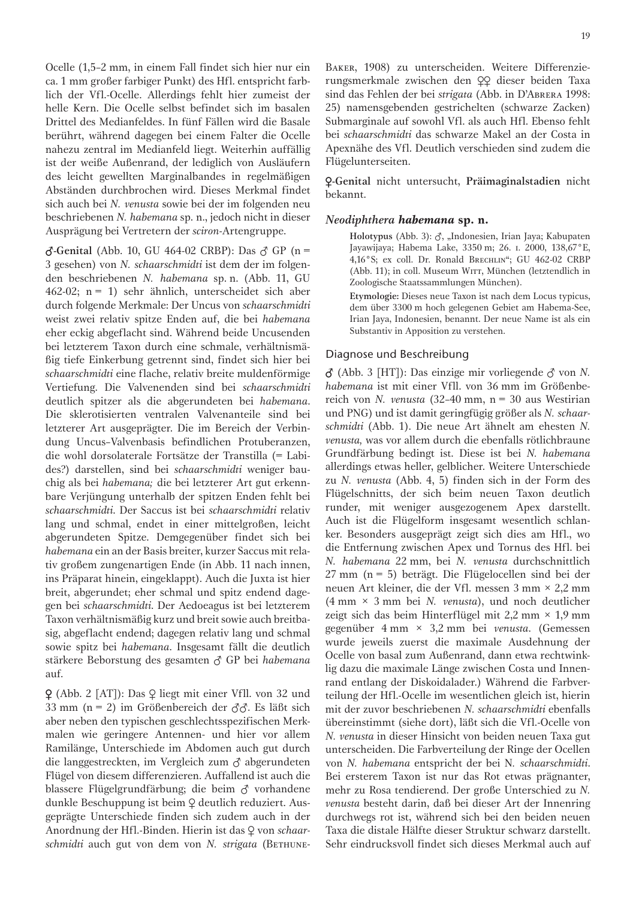Ocelle (1,5–2 mm, in einem Fall findet sich hier nur ein ca. 1 mm großer farbiger Punkt) des Hfl. entspricht farblich der Vfl.-Ocelle. Allerdings fehlt hier zumeist der helle Kern. Die Ocelle selbst befindet sich im basalen Drittel des Medianfeldes. In fünf Fällen wird die Basale berührt, während dagegen bei einem Falter die Ocelle nahezu zentral im Medianfeld liegt. Weiterhin auffällig ist der weiße Außenrand, der lediglich von Ausläufern des leicht gewellten Marginalbandes in regelmäßigen Abständen durchbrochen wird. Dieses Merkmal findet sich auch bei *N. venusta* sowie bei der im folgenden neu beschriebenen *N. habemana* sp. n., jedoch nicht in dieser Ausprägung bei Vertretern der *sciron*-Artengruppe.

**♂-Genital** (Abb. 10, GU 464-02 CRBP): Das ♂ GP (n = 3 gesehen) von *N. schaarschmidti* ist dem der im folgenden beschriebenen *N. habemana* sp. n. (Abb. 11, GU 462-02; n = 1) sehr ähnlich, unterscheidet sich aber durch folgende Merkmale: Der Uncus von *schaarschmidti* weist zwei relativ spitze Enden auf, die bei *habemana* eher eckig abgeflacht sind. Während beide Uncusenden bei letzterem Taxon durch eine schmale, verhältnismäßig tiefe Einkerbung getrennt sind, findet sich hier bei *schaarschmidti* eine flache, relativ breite muldenförmige Vertiefung. Die Valvenenden sind bei *schaarschmidti* deutlich spitzer als die abgerundeten bei *habemana*. Die sklerotisierten ventralen Valvenanteile sind bei letzterer Art ausgeprägter. Die im Bereich der Verbindung Uncus-Valvenbasis befindlichen Protuberanzen, die wohl dorsolaterale Fortsätze der Transtilla (= Labides?) darstellen, sind bei *schaarschmidti* weniger bauchig als bei *habemana;* die bei letzterer Art gut erkennbare Verjüngung unterhalb der spitzen Enden fehlt bei *schaarschmidti*. Der Saccus ist bei *schaarschmidti* relativ lang und schmal, endet in einer mittelgroßen, leicht abgerundeten Spitze. Demgegenüber findet sich bei *habemana* ein an der Basis breiter, kurzer Saccus mit relativ großem zungenartigen Ende (in Abb. 11 nach innen, ins Präparat hinein, eingeklappt). Auch die Juxta ist hier breit, abgerundet; eher schmal und spitz endend dagegen bei *schaarschmidti*. Der Aedoeagus ist bei letzterem Taxon verhältnismäßig kurz und breit sowie auch breitbasig, abgeflacht endend; dagegen relativ lang und schmal sowie spitz bei *habemana*. Insgesamt fällt die deutlich stärkere Beborstung des gesamten ♂ GP bei *habemana* auf.

♀ (Abb. 2 [AT]): Das ♀ liegt mit einer Vfll. von 32 und 33 mm (n = 2) im Größenbereich der ♂♂. Es läßt sich aber neben den typischen geschlechtsspezifischen Merkmalen wie geringere Antennen- und hier vor allem Ramilänge, Unterschiede im Abdomen auch gut durch die langgestreckten, im Vergleich zum ♂ abgerundeten Flügel von diesem differenzieren. Auffallend ist auch die blassere Flügelgrundfärbung; die beim ♂ vorhandene dunkle Beschuppung ist beim ♀ deutlich reduziert. Ausgeprägte Unterschiede finden sich zudem auch in der Anordnung der Hfl.-Binden. Hierin ist das ♀ von *schaarschmidti* auch gut von dem von *N. strigata* (Bethune-Baker, 1908) zu unterscheiden. Weitere Differenzierungsmerkmale zwischen den ♀♀ dieser beiden Taxa sind das Fehlen der bei *strigata* (Abb. in D'Abrera 1998: 25) namensgebenden gestrichelten (schwarze Zacken) Submarginale auf sowohl Vfl. als auch Hfl. Ebenso fehlt bei *schaarschmidti* das schwarze Makel an der Costa in Apexnähe des Vfl. Deutlich verschieden sind zudem die Flügelunterseiten.

**♀-Genital** nicht untersucht, **Präimaginalstadien** nicht bekannt.

### *Neodiphthera* ***habemana*** **sp. n.**

**Holotypus** (Abb. 3): ♂, „Indonesien, Irian Jaya; Kabupaten Jayawijaya; Habema Lake, 3350 m; 26. i. 2000, 138,67°E, 4,16°S; ex coll. Dr. Ronald Brechlin"; GU 462-02 CRBP (Abb. 11); in coll. Museum Witt, München (letztendlich in Zoologische Staatssammlungen München).

**Etymologie:** Dieses neue Taxon ist nach dem Locus typicus, dem über 3300 m hoch gelegenen Gebiet am Habema-See, Irian Jaya, Indonesien, benannt. Der neue Name ist als ein Substantiv in Apposition zu verstehen.

#### Diagnose und Beschreibung

♂ (Abb. 3 [HT]): Das einzige mir vorliegende ♂ von *N. habemana* ist mit einer Vfll. von 36 mm im Größenbereich von *N. venusta* (32–40 mm, n = 30 aus Westirian und PNG) und ist damit geringfügig größer als *N. schaarschmidti* (Abb. 1). Die neue Art ähnelt am ehesten *N. venusta*, was vor allem durch die ebenfalls rötlichbraune Grundfärbung bedingt ist. Diese ist bei *N. habemana* allerdings etwas heller, gelblicher. Weitere Unterschiede zu *N. venusta* (Abb. 4, 5) finden sich in der Form des Flügelschnitts, der sich beim neuen Taxon deutlich runder, mit weniger ausgezogenem Apex darstellt. Auch ist die Flügelform insgesamt wesentlich schlanker. Besonders ausgeprägt zeigt sich dies am Hfl., wo die Entfernung zwischen Apex und Tornus des Hfl. bei *N. habemana* 22 mm, bei *N. venusta* durchschnittlich 27 mm (n = 5) beträgt. Die Flügelocellen sind bei der neuen Art kleiner, die der Vfl. messen 3 mm × 2,2 mm (4 mm × 3 mm bei *N. venusta*), und noch deutlicher zeigt sich das beim Hinterflügel mit 2,2 mm × 1,9 mm gegenüber 4 mm × 3,2 mm bei *venusta*. (Gemessen wurde jeweils zuerst die maximale Ausdehnung der Ocelle von basal zum Außenrand, dann etwa rechtwinklig dazu die maximale Länge zwischen Costa und Innenrand entlang der Diskoidalader.) Während die Farbverteilung der Hfl.-Ocelle im wesentlichen gleich ist, hierin mit der zuvor beschriebenen *N. schaarschmidti* ebenfalls übereinstimmt (siehe dort), läßt sich die Vfl.-Ocelle von *N. venusta* in dieser Hinsicht von beiden neuen Taxa gut unterscheiden. Die Farbverteilung der Ringe der Ocellen von *N. habemana* entspricht der bei N. *schaarschmidti*. Bei ersterem Taxon ist nur das Rot etwas prägnanter, mehr zu Rosa tendierend. Der große Unterschied zu *N. venusta* besteht darin, daß bei dieser Art der Innenring durchwegs rot ist, während sich bei den beiden neuen Taxa die distale Hälfte dieser Struktur schwarz darstellt. Sehr eindrucksvoll findet sich dieses Merkmal auch auf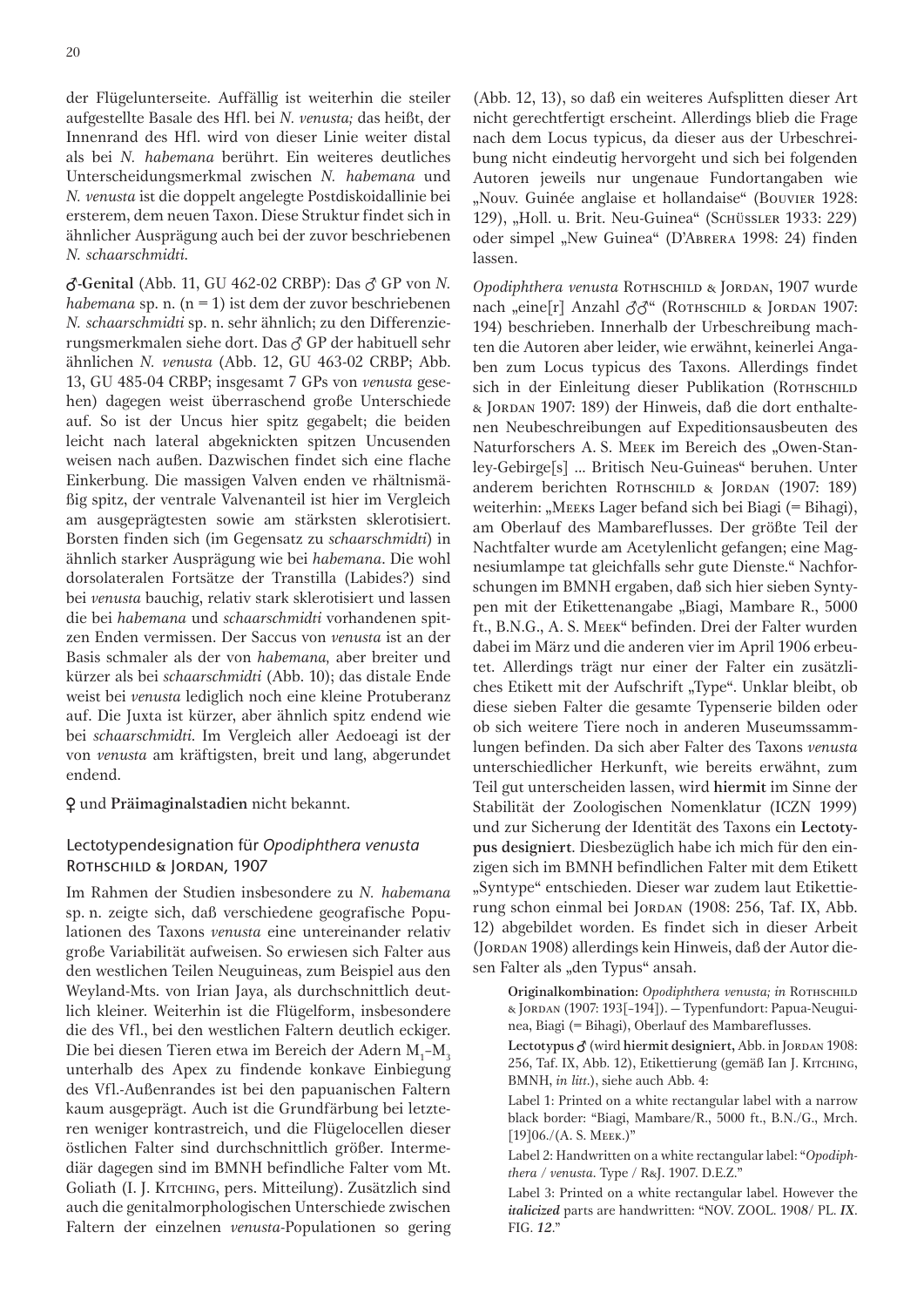der Flügelunterseite. Auffällig ist weiterhin die steiler aufgestellte Basale des Hfl. bei *N. venusta;* das heißt, der Innenrand des Hfl. wird von dieser Linie weiter distal als bei *N. habemana* berührt. Ein weiteres deutliches Unterscheidungsmerkmal zwischen *N. habemana* und *N. venusta* ist die doppelt angelegte Postdiskoidallinie bei ersterem, dem neuen Taxon. Diese Struktur findet sich in ähnlicher Ausprägung auch bei der zuvor beschriebenen *N. schaarschmidti.*

**♂-Genital** (Abb. 11, GU 462-02 CRBP): Das ♂ GP von *N. habemana* sp. n. (n = 1) ist dem der zuvor beschriebenen *N. schaarschmidti* sp. n. sehr ähnlich; zu den Differenzierungsmerkmalen siehe dort. Das ♂ GP der habituell sehr ähnlichen *N. venusta* (Abb. 12, GU 463-02 CRBP; Abb. 13, GU 485-04 CRBP; insgesamt 7 GPs von *venusta* gesehen) dagegen weist überraschend große Unterschiede auf. So ist der Uncus hier spitz gegabelt; die beiden leicht nach lateral abgeknickten spitzen Uncusenden weisen nach außen. Dazwischen findet sich eine flache Einkerbung. Die massigen Valven enden ve rhältnismäßig spitz, der ventrale Valvenanteil ist hier im Vergleich am ausgeprägtesten sowie am stärksten sklerotisiert. Borsten finden sich (im Gegensatz zu *schaarschmidti*) in ähnlich starker Ausprägung wie bei *habemana*. Die wohl dorsolateralen Fortsätze der Transtilla (Labides?) sind bei *venusta* bauchig, relativ stark sklerotisiert und lassen die bei *habemana* und *schaarschmidti* vorhandenen spitzen Enden vermissen. Der Saccus von *venusta* ist an der Basis schmaler als der von *habemana,* aber breiter und kürzer als bei *schaarschmidti* (Abb. 10); das distale Ende weist bei *venusta* lediglich noch eine kleine Protuberanz auf. Die Juxta ist kürzer, aber ähnlich spitz endend wie bei *schaarschmidti.* Im Vergleich aller Aedoeagi ist der von *venusta* am kräftigsten, breit und lang, abgerundet endend.

♀ und **Präimaginalstadien** nicht bekannt.

## Lectotypendesignation für *Opodiphthera venusta* Rothschild & Jordan, 1907

Im Rahmen der Studien insbesondere zu *N. habemana* sp. n. zeigte sich, daß verschiedene geografische Populationen des Taxons *venusta* eine untereinander relativ große Variabilität aufweisen. So erwiesen sich Falter aus den westlichen Teilen Neuguineas, zum Beispiel aus den Weyland-Mts. von Irian Jaya, als durchschnittlich deutlich kleiner. Weiterhin ist die Flügelform, insbesondere die des Vfl., bei den westlichen Faltern deutlich eckiger. Die bei diesen Tieren etwa im Bereich der Adern $M_1$–$M_3$ unterhalb des Apex zu findende konkave Einbiegung des Vfl.-Außenrandes ist bei den papuanischen Faltern kaum ausgeprägt. Auch ist die Grundfärbung bei letzteren weniger kontrastreich, und die Flügelocellen dieser östlichen Falter sind durchschnittlich größer. Intermediär dagegen sind im BMNH befindliche Falter vom Mt. Goliath (I. J. Kitching, pers. Mitteilung). Zusätzlich sind auch die genitalmorphologischen Unterschiede zwischen Faltern der einzelnen *venusta*-Populationen so gering (Abb. 12, 13), so daß ein weiteres Aufsplitten dieser Art nicht gerechtfertigt erscheint. Allerdings blieb die Frage nach dem Locus typicus, da dieser aus der Urbeschreibung nicht eindeutig hervorgeht und sich bei folgenden Autoren jeweils nur ungenaue Fundortangaben wie „Nouv. Guinée anglaise et hollandaise" (Bouvier 1928: 129), „Holl. u. Brit. Neu-Guinea" (Schüssler 1933: 229) oder simpel „New Guinea" (D'Abrera 1998: 24) finden lassen.

*Opodiphthera venusta* Rothschild & Jordan, 1907 wurde nach „eine[r] Anzahl ♂♂" (Rothschild & Jordan 1907: 194) beschrieben. Innerhalb der Urbeschreibung machten die Autoren aber leider, wie erwähnt, keinerlei Angaben zum Locus typicus des Taxons. Allerdings findet sich in der Einleitung dieser Publikation (Rothschild & Jordan 1907: 189) der Hinweis, daß die dort enthaltenen Neubeschreibungen auf Expeditionsausbeuten des Naturforschers A. S. Meek im Bereich des „Owen-Stanley-Gebirge[s] ... Britisch Neu-Guineas" beruhen. Unter anderem berichten Rothschild & Jordan (1907: 189) weiterhin: „Meeks Lager befand sich bei Biagi (= Bihagi), am Oberlauf des Mambareflusses. Der größte Teil der Nachtfalter wurde am Acetylenlicht gefangen; eine Magnesiumlampe tat gleichfalls sehr gute Dienste." Nachforschungen im BMNH ergaben, daß sich hier sieben Syntypen mit der Etikettenangabe „Biagi, Mambare R., 5000 ft., B.N.G., A. S. Meek" befinden. Drei der Falter wurden dabei im März und die anderen vier im April 1906 erbeutet. Allerdings trägt nur einer der Falter ein zusätzliches Etikett mit der Aufschrift „Type". Unklar bleibt, ob diese sieben Falter die gesamte Typenserie bilden oder ob sich weitere Tiere noch in anderen Museumssammlungen befinden. Da sich aber Falter des Taxons *venusta* unterschiedlicher Herkunft, wie bereits erwähnt, zum Teil gut unterscheiden lassen, wird **hiermit** im Sinne der Stabilität der Zoologischen Nomenklatur (ICZN 1999) und zur Sicherung der Identität des Taxons ein **Lectotypus designiert**. Diesbezüglich habe ich mich für den einzigen sich im BMNH befindlichen Falter mit dem Etikett „Syntype" entschieden. Dieser war zudem laut Etikettierung schon einmal bei Jordan (1908: 256, Taf. IX, Abb. 12) abgebildet worden. Es findet sich in dieser Arbeit (Jordan 1908) allerdings kein Hinweis, daß der Autor diesen Falter als „den Typus" ansah.

> **Originalkombination:** *Opodiphthera venusta; in* Rothschild & Jordan (1907: 193[–194]). — Typenfundort: Papua-Neuguinea, Biagi (= Bihagi), Oberlauf des Mambareflusses.
>
> **Lectotypus ♂** (wird **hiermit designiert,** Abb. in Jordan 1908: 256, Taf. IX, Abb. 12), Etikettierung (gemäß Ian J. Kitching, BMNH, *in litt.*), siehe auch Abb. 4:
>
> Label 1: Printed on a white rectangular label with a narrow black border: "Biagi, Mambare/R., 5000 ft., B.N./G., Mrch. [19]06./(A. S. Meek.)"
>
> Label 2: Handwritten on a white rectangular label: "*Opodiphthera / venusta.* Type / R&J. 1907. D.E.Z."
>
> Label 3: Printed on a white rectangular label. However the ***italicized*** parts are handwritten: "NOV. ZOOL. 1908/ PL. ***IX***. FIG. ***12***."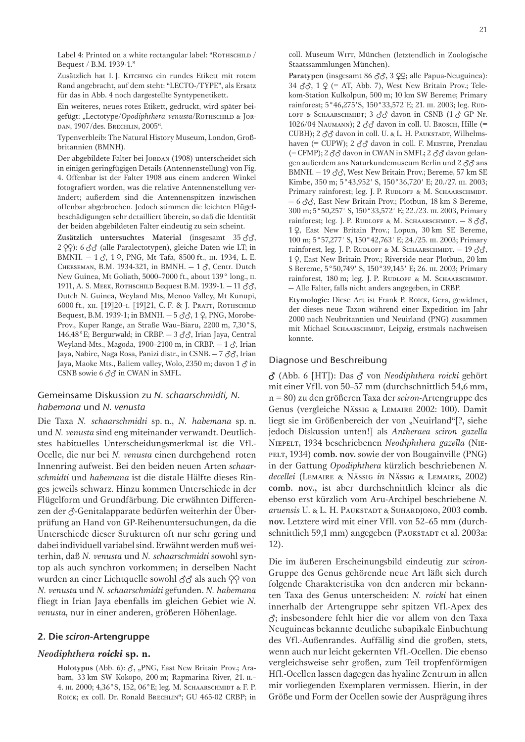Label 4: Printed on a white rectangular label: "Rothschild / Bequest / B.M. 1939-1."

Zusätzlich hat I. J. Kitching ein rundes Etikett mit rotem Rand angebracht, auf dem steht: "LECTO-/TYPE", als Ersatz für das in Abb. 4 noch dargestellte Syntypenetikett.

Ein weiteres, neues rotes Etikett, gedruckt, wird später beigefügt: „Lectotype/*Opodiphthera venusta*/Rothschild & Jordan, 1907/des. Brechlin, 2005".

Typenverbleib: The Natural History Museum, London, Großbritannien (BMNH).

Der abgebildete Falter bei Jordan (1908) unterscheidet sich in einigen geringfügigen Details (Antennenstellung) von Fig. 4. Offenbar ist der Falter 1908 aus einem anderen Winkel fotografiert worden, was die relative Antennenstellung verändert; außerdem sind die Antennenspitzen inzwischen offenbar abgebrochen. Jedoch stimmen die leichten Flügelbeschädigungen sehr detailliert überein, so daß die Identität der beiden abgebildeten Falter eindeutig zu sein scheint.

**Zusätzlich untersuchtes Material** (insgesamt 35 ♂♂, 2 ♀♀): 6 ♂♂ (alle Paralectotypen), gleiche Daten wie LT; in BMNH. — 1 ♂, 1 ♀, PNG, Mt Tafa, 8500 ft., iii. 1934, L. E. Cheeseman, B.M. 1934-321, in BMNH. — 1 ♂, Centr. Dutch New Guinea, Mt Goliath, 5000–7000 ft., about 139° long., ii. 1911, A. S. Meek, Rothschild Bequest B.M. 1939-1. — 11 ♂♂, Dutch N. Guinea, Weyland Mts, Menoo Valley, Mt Kunipi, 6000 ft., xii. [19]20–i. [19]21, C. F. & J. Pratt, Rothschild Bequest, B.M. 1939-1; in BMNH. — 5 ♂♂, 1 ♀, PNG, Morobe-Prov., Kuper Range, an Straße Wau–Biaru, 2200 m, 7,30°S, 146,48°E; Bergurwald; in CRBP. — 3 ♂♂, Irian Jaya, Central Weyland-Mts., Magoda, 1900–2100 m, in CRBP. — 1 ♂, Irian Jaya, Nabire, Naga Rosa, Panizi distr., in CSNB. — 7 ♂♂, Irian Jaya, Maoke Mts., Baliem valley, Wolo, 2350 m; davon 1 ♂ in CSNB sowie 6 ♂♂ in CWAN in SMFL.

### Gemeinsame Diskussion zu *N. schaarschmidti, N. habemana* und *N. venusta*

Die Taxa *N. schaarschmidti* sp. n., *N. habemana* sp. n. und *N. venusta* sind eng miteinander verwandt. Deutlichstes habituelles Unterscheidungsmerkmal ist die Vfl.-Ocelle, die nur bei *N. venusta* einen durchgehend roten Innenring aufweist. Bei den beiden neuen Arten *schaarschmidti* und *habemana* ist die distale Hälfte dieses Ringes jeweils schwarz. Hinzu kommen Unterschiede in der Flügelform und Grundfärbung. Die erwähnten Differenzen der ♂-Genitalapparate bedürfen weiterhin der Überprüfung an Hand von GP-Reihenuntersuchungen, da die Unterschiede dieser Strukturen oft nur sehr gering und dabei individuell variabel sind. Erwähnt werden muß weiterhin, daß *N. venusta* und *N. schaarschmidti* sowohl syntop als auch synchron vorkommen; in derselben Nacht wurden an einer Lichtquelle sowohl ♂♂ als auch ♀♀ von *N. venusta* und *N. schaarschmidti* gefunden. *N. habemana* fliegt in Irian Jaya ebenfalls im gleichen Gebiet wie *N. venusta*, nur in einer anderen, größeren Höhenlage.

## 2. Die *sciron*-Artengruppe

### *Neodiphthera roicki* sp. n.

**Holotypus** (Abb. 6): ♂, „PNG, East New Britain Prov.; Arabam, 33 km SW Kokopo, 200 m; Rapmarina River, 21. ii.–4. iii. 2000; 4,36°S, 152, 06°E; leg. M. Schaarschmidt & F. P. Roick; ex coll. Dr. Ronald Brechlin"; GU 465-02 CRBP; in coll. Museum Witt, München (letztendlich in Zoologische Staatssammlungen München).

**Paratypen** (insgesamt 86 ♂♂, 3 ♀♀; alle Papua-Neuguinea): 34 ♂♂, 1 ♀ (= AT, Abb. 7), West New Britain Prov.; Telekom-Station Kulkolpun, 500 m; 10 km SW Bereme; Primary rainforest; 5°46,275'S, 150°33,572'E; 21. iii. 2003; leg. Rudloff & Schaarschmidt; 3 ♂♂ davon in CSNB (1 ♂ GP Nr. 1026/04 Naumann); 2 ♂♂ davon in coll. U. Brosch, Hille (= CUBH); 2 ♂♂ davon in coll. U. & L. H. Paukstadt, Wilhelmshaven (= CUPW); 2 ♂♂ davon in coll. F. Meister, Prenzlau (= CFMP); 2 ♂♂ davon in CWAN in SMFL; 2 ♂♂ davon gelangen außerdem ans Naturkundemuseum Berlin und 2 ♂♂ ans BMNH. — 19 ♂♂, West New Britain Prov.; Bereme, 57 km SE Kimbe, 350 m; 5°43,952' S, 150°36,720' E; 20./27. iii. 2003; Primary rainforest; leg. J. P. Rudloff & M. Schaarschmidt. — 6 ♂♂, East New Britain Prov.; Plotbun, 18 km S Bereme, 300 m; 5°50,257' S, 150°33,572' E; 22./23. iii. 2003, Primary rainforest; leg. J. P. Rudloff & M. Schaarschmidt. — 8 ♂♂, 1 ♀, East New Britain Prov.; Lopun, 30 km SE Bereme, 100 m; 5°57,277' S, 150°42,763' E; 24./25. iii. 2003; Primary rainforest, leg. J. P. Rudloff & M. Schaarschmidt. — 19 ♂♂, 1 ♀, East New Britain Prov.; Riverside near Plotbun, 20 km S Bereme, 5°50,749' S, 150°39,145' E; 26. iii. 2003; Primary rainforest, 180 m; leg. J. P. Rudloff & M. Schaarschmidt. — Alle Falter, falls nicht anders angegeben, in CRBP.

**Etymologie:** Diese Art ist Frank P. Roick, Gera, gewidmet, der dieses neue Taxon während einer Expedition im Jahr 2000 nach Neubritannien und Neuirland (PNG) zusammen mit Michael Schaarschmidt, Leipzig, erstmals nachweisen konnte.

### Diagnose und Beschreibung

♂ (Abb. 6 [HT]): Das ♂ von *Neodiphthera roicki* gehört mit einer Vfll. von 50–57 mm (durchschnittlich 54,6 mm, n = 80) zu den größeren Taxa der *sciron*-Artengruppe des Genus (vergleiche Nässig & Lemaire 2002: 100). Damit liegt sie im Größenbereich der von „Neuirland"[?, siehe jedoch Diskussion unten!] als *Antheraea sciron gazella* Niepelt, 1934 beschriebenen *Neodiphthera gazella* (Niepelt, 1934) **comb. nov.** sowie der von Bougainville (PNG) in der Gattung *Opodiphthera* kürzlich beschriebenen *N. decellei* (Lemaire & Nässig *in* Nässig & Lemaire, 2002) **comb. nov.**, ist aber durchschnittlich kleiner als die ebenso erst kürzlich vom Aru-Archipel beschriebene *N. aruensis* U. & L. H. Paukstadt & Suhardjono, 2003 **comb. nov.** Letztere wird mit einer Vfll. von 52–65 mm (durchschnittlich 59,1 mm) angegeben (Paukstadt et al. 2003a: 12).

Die im äußeren Erscheinungsbild eindeutig zur *sciron*-Gruppe des Genus gehörende neue Art läßt sich durch folgende Charakteristika von den anderen mir bekannten Taxa des Genus unterscheiden: *N. roicki* hat einen innerhalb der Artengruppe sehr spitzen Vfl.-Apex des ♂; insbesondere fehlt hier die vor allem von den Taxa Neuguineas bekannte deutliche subapikale Einbuchtung des Vfl.-Außenrandes. Auffällig sind die großen, stets, wenn auch nur leicht gekernten Vfl.-Ocellen. Die ebenso vergleichsweise sehr großen, zum Teil tropfenförmigen Hfl.-Ocellen lassen dagegen das hyaline Zentrum in allen mir vorliegenden Exemplaren vermissen. Hierin, in der Größe und Form der Ocellen sowie der Ausprägung ihres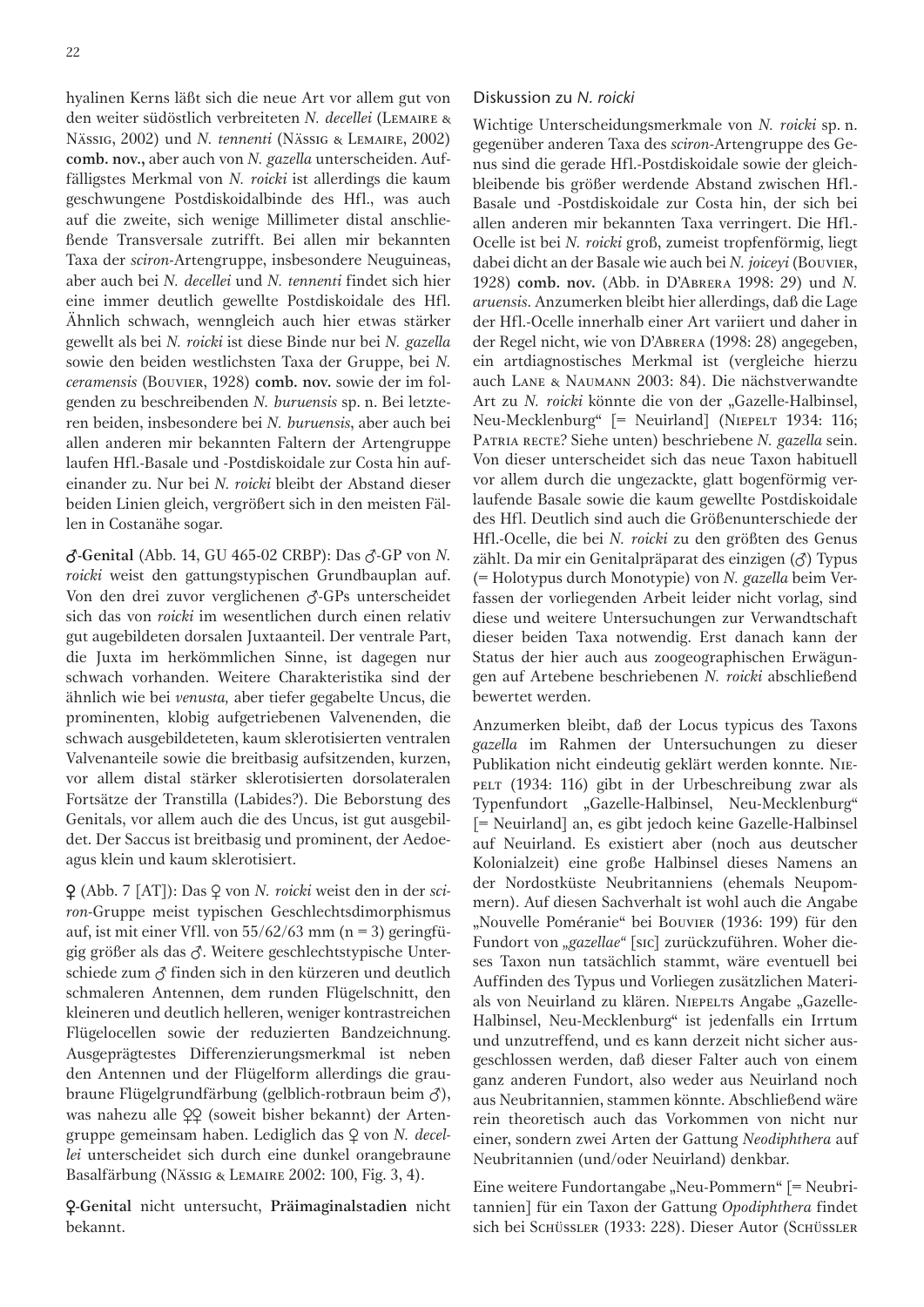hyalinen Kerns läßt sich die neue Art vor allem gut von den weiter südöstlich verbreiteten *N. decellei* (Lemaire & Nässig, 2002) und *N. tennenti* (Nässig & Lemaire, 2002) **comb. nov.,** aber auch von *N. gazella* unterscheiden. Auffälligstes Merkmal von *N. roicki* ist allerdings die kaum geschwungene Postdiskoidalbinde des Hfl., was auch auf die zweite, sich wenige Millimeter distal anschließende Transversale zutrifft. Bei allen mir bekannten Taxa der *sciron*-Artengruppe, insbesondere Neuguineas, aber auch bei *N. decellei* und *N. tennenti* findet sich hier eine immer deutlich gewellte Postdiskoidale des Hfl. Ähnlich schwach, wenngleich auch hier etwas stärker gewellt als bei *N. roicki* ist diese Binde nur bei *N. gazella* sowie den beiden westlichsten Taxa der Gruppe, bei *N. ceramensis* (Bouvier, 1928) **comb. nov.** sowie der im folgenden zu beschreibenden *N. buruensis* sp. n. Bei letzteren beiden, insbesondere bei *N. buruensis*, aber auch bei allen anderen mir bekannten Faltern der Artengruppe laufen Hfl.-Basale und -Postdiskoidale zur Costa hin aufeinander zu. Nur bei *N. roicki* bleibt der Abstand dieser beiden Linien gleich, vergrößert sich in den meisten Fällen in Costanähe sogar.

**♂-Genital** (Abb. 14, GU 465-02 CRBP): Das ♂-GP von *N. roicki* weist den gattungstypischen Grundbauplan auf. Von den drei zuvor verglichenen ♂-GPs unterscheidet sich das von *roicki* im wesentlichen durch einen relativ gut augebildeten dorsalen Juxtaanteil. Der ventrale Part, die Juxta im herkömmlichen Sinne, ist dagegen nur schwach vorhanden. Weitere Charakteristika sind der ähnlich wie bei *venusta,* aber tiefer gegabelte Uncus, die prominenten, klobig aufgetriebenen Valvenenden, die schwach ausgebildeteten, kaum sklerotisierten ventralen Valvenanteile sowie die breitbasig aufsitzenden, kurzen, vor allem distal stärker sklerotisierten dorsolateralen Fortsätze der Transtilla (Labides?). Die Beborstung des Genitals, vor allem auch die des Uncus, ist gut ausgebildet. Der Saccus ist breitbasig und prominent, der Aedoeagus klein und kaum sklerotisiert.

**♀** (Abb. 7 [AT]): Das ♀ von *N. roicki* weist den in der *sciron*-Gruppe meist typischen Geschlechtsdimorphismus auf, ist mit einer Vfll. von 55/62/63 mm (n = 3) geringfügig größer als das ♂. Weitere geschlechtstypische Unterschiede zum ♂ finden sich in den kürzeren und deutlich schmaleren Antennen, dem runden Flügelschnitt, den kleineren und deutlich helleren, weniger kontrastreichen Flügelocellen sowie der reduzierten Bandzeichnung. Ausgeprägtestes Differenzierungsmerkmal ist neben den Antennen und der Flügelform allerdings die graubraune Flügelgrundfärbung (gelblich-rotbraun beim ♂), was nahezu alle ♀♀ (soweit bisher bekannt) der Artengruppe gemeinsam haben. Lediglich das ♀ von *N. decellei* unterscheidet sich durch eine dunkel orangebraune Basalfärbung (Nässig & Lemaire 2002: 100, Fig. 3, 4).

**♀-Genital** nicht untersucht, **Präimaginalstadien** nicht bekannt.

### Diskussion zu *N. roicki*

Wichtige Unterscheidungsmerkmale von *N. roicki* sp. n. gegenüber anderen Taxa des *sciron*-Artengruppe des Genus sind die gerade Hfl.-Postdiskoidale sowie der gleichbleibende bis größer werdende Abstand zwischen Hfl.-Basale und -Postdiskoidale zur Costa hin, der sich bei allen anderen mir bekannten Taxa verringert. Die Hfl.-Ocelle ist bei *N. roicki* groß, zumeist tropfenförmig, liegt dabei dicht an der Basale wie auch bei *N. joiceyi* (Bouvier, 1928) **comb. nov.** (Abb. in d'Abrera 1998: 29) und *N. aruensis*. Anzumerken bleibt hier allerdings, daß die Lage der Hfl.-Ocelle innerhalb einer Art variiert und daher in der Regel nicht, wie von d'Abrera (1998: 28) angegeben, ein artdiagnostisches Merkmal ist (vergleiche hierzu auch Lane & Naumann 2003: 84). Die nächstverwandte Art zu *N. roicki* könnte die von der „Gazelle-Halbinsel, Neu-Mecklenburg" [= Neuirland] (Niepelt 1934: 116; Patria recte? Siehe unten) beschriebene *N. gazella* sein. Von dieser unterscheidet sich das neue Taxon habituell vor allem durch die ungezackte, glatt bogenförmig verlaufende Basale sowie die kaum gewellte Postdiskoidale des Hfl. Deutlich sind auch die Größenunterschiede der Hfl.-Ocelle, die bei *N. roicki* zu den größten des Genus zählt. Da mir ein Genitalpräparat des einzigen (♂) Typus (= Holotypus durch Monotypie) von *N. gazella* beim Verfassen der vorliegenden Arbeit leider nicht vorlag, sind diese und weitere Untersuchungen zur Verwandtschaft dieser beiden Taxa notwendig. Erst danach kann der Status der hier auch aus zoogeographischen Erwägungen auf Artebene beschriebenen *N. roicki* abschließend bewertet werden.

Anzumerken bleibt, daß der Locus typicus des Taxons *gazella* im Rahmen der Untersuchungen zu dieser Publikation nicht eindeutig geklärt werden konnte. Niepelt (1934: 116) gibt in der Urbeschreibung zwar als Typenfundort „Gazelle-Halbinsel, Neu-Mecklenburg" [= Neuirland] an, es gibt jedoch keine Gazelle-Halbinsel auf Neuirland. Es existiert aber (noch aus deutscher Kolonialzeit) eine große Halbinsel dieses Namens an der Nordostküste Neubritanniens (ehemals Neupommern). Auf diesen Sachverhalt ist wohl auch die Angabe „Nouvelle Poméranie" bei Bouvier (1936: 199) für den Fundort von „*gazellae*" [sic] zurückzuführen. Woher dieses Taxon nun tatsächlich stammt, wäre eventuell bei Auffinden des Typus und Vorliegen zusätzlichen Materials von Neuirland zu klären. Niepelts Angabe „Gazelle-Halbinsel, Neu-Mecklenburg" ist jedenfalls ein Irrtum und unzutreffend, und es kann derzeit nicht sicher ausgeschlossen werden, daß dieser Falter auch von einem ganz anderen Fundort, also weder aus Neuirland noch aus Neubritannien, stammen könnte. Abschließend wäre rein theoretisch auch das Vorkommen von nicht nur einer, sondern zwei Arten der Gattung *Neodiphthera* auf Neubritannien (und/oder Neuirland) denkbar.

Eine weitere Fundortangabe „Neu-Pommern" [= Neubritannien] für ein Taxon der Gattung *Opodiphthera* findet sich bei Schüssler (1933: 228). Dieser Autor (Schüssler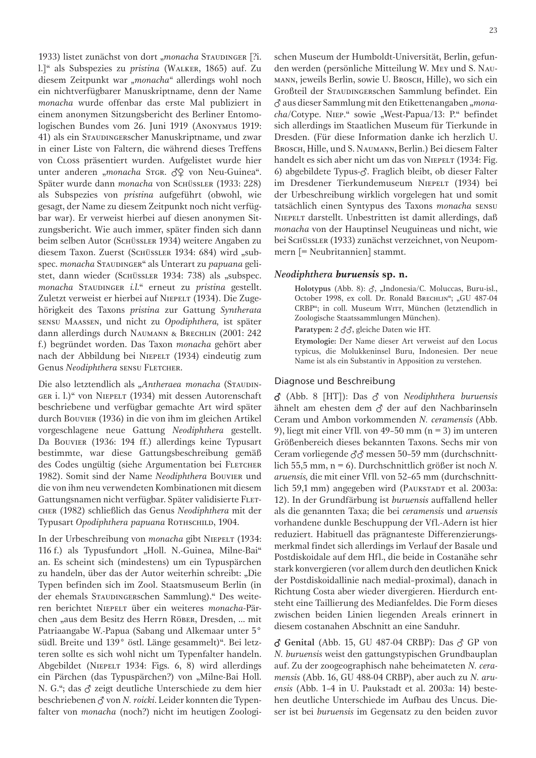1933) listet zunächst von dort „*monacha* Staudinger [?i. l.]" als Subspezies zu *pristina* (Walker, 1865) auf. Zu diesem Zeitpunkt war „*monacha*" allerdings wohl noch ein nichtverfügbarer Manuskriptname, denn der Name *monacha* wurde offenbar das erste Mal publiziert in einem anonymen Sitzungsbericht des Berliner Entomologischen Bundes vom 26. Juni 1919 (Anonymus 1919: 41) als ein Staudingerscher Manuskriptname, und zwar in einer Liste von Faltern, die während dieses Treffens von Closs präsentiert wurden. Aufgelistet wurde hier unter anderen „*monacha* Stgr. ♂♀ von Neu-Guinea". Später wurde dann *monacha* von Schüssler (1933: 228) als Subspezies von *pristina* aufgeführt (obwohl, wie gesagt, der Name zu diesem Zeitpunkt noch nicht verfügbar war). Er verweist hierbei auf diesen anonymen Sitzungsbericht. Wie auch immer, später finden sich dann beim selben Autor (Schüssler 1934) weitere Angaben zu diesem Taxon. Zuerst (Schüssler 1934: 684) wird „subspec. *monacha* Staudinger" als Unterart zu *papuana* gelistet, dann wieder (Schüssler 1934: 738) als „subspec. *monacha* Staudinger *i.l.*" erneut zu *pristina* gestellt. Zuletzt verweist er hierbei auf Niepelt (1934). Die Zugehörigkeit des Taxons *pristina* zur Gattung *Syntherata* sensu Maassen, und nicht zu *Opodiphthera,* ist später dann allerdings durch Naumann & Brechlin (2001: 242 f.) begründet worden. Das Taxon *monacha* gehört aber nach der Abbildung bei Niepelt (1934) eindeutig zum Genus *Neodiphthera* sensu Fletcher.

Die also letztendlich als „*Antheraea monacha* (Staudinger i. l.)" von Niepelt (1934) mit dessen Autorenschaft beschriebene und verfügbar gemachte Art wird später durch Bouvier (1936) in die von ihm im gleichen Artikel vorgeschlagene neue Gattung *Neodiphthera* gestellt. Da Bouvier (1936: 194 ff.) allerdings keine Typusart bestimmte, war diese Gattungsbeschreibung gemäß des Codes ungültig (siehe Argumentation bei Fletcher 1982). Somit sind der Name *Neodiphthera* Bouvier und die von ihm neu verwendeten Kombinationen mit diesem Gattungsnamen nicht verfügbar. Später validisierte Fletcher (1982) schließlich das Genus *Neodiphthera* mit der Typusart *Opodiphthera papuana* Rothschild, 1904.

In der Urbeschreibung von *monacha* gibt Niepelt (1934: 116 f.) als Typusfundort „Holl. N.-Guinea, Milne-Bai" an. Es scheint sich (mindestens) um ein Typuspärchen zu handeln, über das der Autor weiterhin schreibt: „Die Typen befinden sich im Zool. Staatsmuseum Berlin (in der ehemals Staudingerschen Sammlung)." Des weiteren berichtet Niepelt über ein weiteres *monacha*-Pärchen „aus dem Besitz des Herrn Röber, Dresden, ... mit Patriaangabe W.-Papua (Sabang und Alkemaar unter 5° südl. Breite und 139° östl. Länge gesammelt)". Bei letzteren sollte es sich wohl nicht um Typenfalter handeln. Abgebildet (Niepelt 1934: Figs. 6, 8) wird allerdings ein Pärchen (das Typuspärchen?) von „Milne-Bai Holl. N. G."; das ♂ zeigt deutliche Unterschiede zu dem hier beschriebenen ♂ von *N. roicki*. Leider konnten die Typenfalter von *monacha* (noch?) nicht im heutigen Zoologischen Museum der Humboldt-Universität, Berlin, gefunden werden (persönliche Mitteilung W. Mey und S. Naumann, jeweils Berlin, sowie U. Brosch, Hille), wo sich ein Großteil der Staudingerschen Sammlung befindet. Ein ♂ aus dieser Sammlung mit den Etikettenangaben „*monacha*/Cotype. Niep." sowie „West-Papua/13: P." befindet sich allerdings im Staatlichen Museum für Tierkunde in Dresden. (Für diese Information danke ich herzlich U. Brosch, Hille, und S. Naumann, Berlin.) Bei diesem Falter handelt es sich aber nicht um das von Niepelt (1934: Fig. 6) abgebildete Typus-♂. Fraglich bleibt, ob dieser Falter im Dresdener Tierkundemuseum Niepelt (1934) bei der Urbeschreibung wirklich vorgelegen hat und somit tatsächlich einen Syntypus des Taxons *monacha* sensu Niepelt darstellt. Unbestritten ist damit allerdings, daß *monacha* von der Hauptinsel Neuguineas und nicht, wie bei Schüssler (1933) zunächst verzeichnet, von Neupommern [= Neubritannien] stammt.

### *Neodiphthera* *buruensis* sp. n.

**Holotypus** (Abb. 8): ♂, „Indonesia/C. Moluccas, Buru-isl., October 1998, ex coll. Dr. Ronald Brechlin"; „GU 487-04 CRBP"; in coll. Museum Witt, München (letztendlich in Zoologische Staatssammlungen München).

**Paratypen:** 2 ♂♂, gleiche Daten wie HT.

**Etymologie:** Der Name dieser Art verweist auf den Locus typicus, die Molukkeninsel Buru, Indonesien. Der neue Name ist als ein Substantiv in Apposition zu verstehen.

#### Diagnose und Beschreibung

♂ (Abb. 8 [HT]): Das ♂ von *Neodiphthera buruensis* ähnelt am ehesten dem ♂ der auf den Nachbarinseln Ceram und Ambon vorkommenden *N. ceramensis* (Abb. 9), liegt mit einer Vfll. von 49–50 mm (n = 3) im unteren Größenbereich dieses bekannten Taxons. Sechs mir von Ceram vorliegende ♂♂ messen 50–59 mm (durchschnittlich 55,5 mm, n = 6). Durchschnittlich größer ist noch *N. aruensis,* die mit einer Vfll. von 52–65 mm (durchschnittlich 59,1 mm) angegeben wird (Paukstadt et al. 2003a: 12). In der Grundfärbung ist *buruensis* auffallend heller als die genannten Taxa; die bei *ceramensis* und *aruensis* vorhandene dunkle Beschuppung der Vfl.-Adern ist hier reduziert. Habituell das prägnanteste Differenzierungsmerkmal findet sich allerdings im Verlauf der Basale und Postdiskoidale auf dem Hfl., die beide in Costanähe sehr stark konvergieren (vor allem durch den deutlichen Knick der Postdiskoidallinie nach medial–proximal), danach in Richtung Costa aber wieder divergieren. Hierdurch entsteht eine Taillierung des Medianfeldes. Die Form dieses zwischen beiden Linien liegenden Areals erinnert in diesem costanahen Abschnitt an eine Sanduhr.

**♂ Genital** (Abb. 15, GU 487-04 CRBP): Das ♂ GP von *N. buruensis* weist den gattungstypischen Grundbauplan auf. Zu der zoogeographisch nahe beheimateten *N. ceramensis* (Abb. 16, GU 488-04 CRBP), aber auch zu *N. aruensis* (Abb. 1–4 in U. Paukstadt et al. 2003a: 14) bestehen deutliche Unterschiede im Aufbau des Uncus. Dieser ist bei *buruensis* im Gegensatz zu den beiden zuvor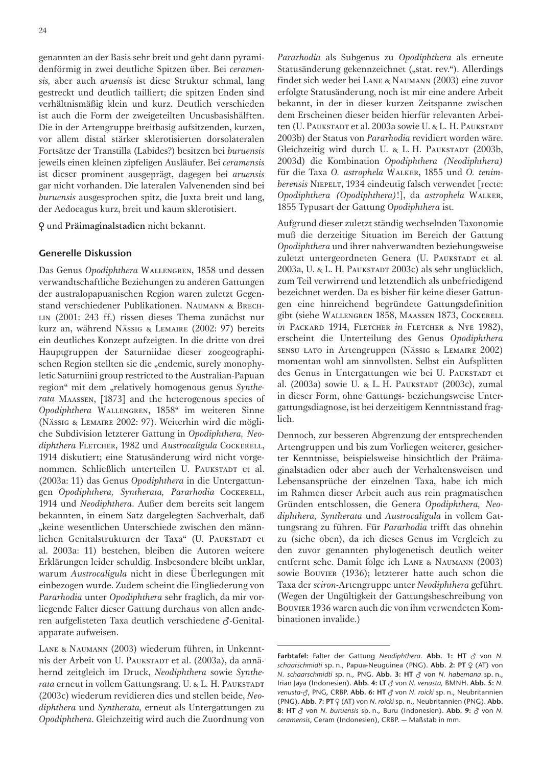genannten an der Basis sehr breit und geht dann pyramidenförmig in zwei deutliche Spitzen über. Bei *ceramensis,* aber auch *aruensis* ist diese Struktur schmal, lang gestreckt und deutlich tailliert; die spitzen Enden sind verhältnismäßig klein und kurz. Deutlich verschieden ist auch die Form der zweigeteilten Uncusbasishälften. Die in der Artengruppe breitbasig aufsitzenden, kurzen, vor allem distal stärker sklerotisierten dorsolateralen Fortsätze der Transtilla (Labides?) besitzen bei *buruensis* jeweils einen kleinen zipfeligen Ausläufer. Bei *ceramensis* ist dieser prominent ausgeprägt, dagegen bei *aruensis* gar nicht vorhanden. Die lateralen Valvenenden sind bei *buruensis* ausgesprochen spitz, die Juxta breit und lang, der Aedoeagus kurz, breit und kaum sklerotisiert.

**♀** und **Präimaginalstadien** nicht bekannt.

## Generelle Diskussion

Das Genus *Opodiphthera* Wallengren, 1858 und dessen verwandtschaftliche Beziehungen zu anderen Gattungen der australopapuanischen Region waren zuletzt Gegenstand verschiedener Publikationen. Naumann & Brechlin (2001: 243 ff.) rissen dieses Thema zunächst nur kurz an, während Nässig & Lemaire (2002: 97) bereits ein deutliches Konzept aufzeigten. In die dritte von drei Hauptgruppen der Saturniidae dieser zoogeographischen Region stellten sie die „endemic, surely monophyletic Saturniini group restricted to the Australian-Papuan region" mit dem „relatively homogenous genus *Syntherata* Maassen, [1873] and the heterogenous species of *Opodiphthera* Wallengren, 1858" im weiteren Sinne (Nässig & Lemaire 2002: 97). Weiterhin wird die mögliche Subdivision letzterer Gattung in *Opodiphthera, Neodiphthera* Fletcher, 1982 und *Austrocaligula* Cockerell, 1914 diskutiert; eine Statusänderung wird nicht vorgenommen. Schließlich unterteilen U. Paukstadt et al. (2003a: 11) das Genus *Opodiphthera* in die Untergattungen *Opodiphthera, Syntherata, Pararhodia* Cockerell, 1914 und *Neodiphthera*. Außer dem bereits seit langem bekannten, in einem Satz dargelegten Sachverhalt, daß „keine wesentlichen Unterschiede zwischen den männlichen Genitalstrukturen der Taxa" (U. Paukstadt et al. 2003a: 11) bestehen, bleiben die Autoren weitere Erklärungen leider schuldig. Insbesondere bleibt unklar, warum *Austrocaligula* nicht in diese Überlegungen mit einbezogen wurde. Zudem scheint die Eingliederung von *Pararhodia* unter *Opodiphthera* sehr fraglich, da mir vorliegende Falter dieser Gattung durchaus von allen anderen aufgelisteten Taxa deutlich verschiedene ♂-Genitalapparate aufweisen.

Lane & Naumann (2003) wiederum führen, in Unkenntnis der Arbeit von U. Paukstadt et al. (2003a), da annähernd zeitgleich im Druck, *Neodiphthera* sowie *Syntherata* erneut in vollem Gattungsrang. U. & L. H. Paukstadt (2003c) wiederum revidieren dies und stellen beide, *Neodiphthera* und *Syntherata,* erneut als Untergattungen zu *Opodiphthera*. Gleichzeitig wird auch die Zuordnung von *Pararhodia* als Subgenus zu *Opodiphthera* als erneute Statusänderung gekennzeichnet („stat. rev."). Allerdings findet sich weder bei Lane & Naumann (2003) eine zuvor erfolgte Statusänderung, noch ist mir eine andere Arbeit bekannt, in der in dieser kurzen Zeitspanne zwischen dem Erscheinen dieser beiden hierfür relevanten Arbeiten (U. Paukstadt et al. 2003a sowie U. & L. H. Paukstadt 2003b) der Status von *Pararhodia* revidiert worden wäre. Gleichzeitig wird durch U. & L. H. Paukstadt (2003b, 2003d) die Kombination *Opodiphthera (Neodiphthera)* für die Taxa *O. astrophela* Walker, 1855 und *O. tenimberensis* Niepelt, 1934 eindeutig falsch verwendet [recte: *Opodiphthera (Opodiphthera)*!], da *astrophela* Walker, 1855 Typusart der Gattung *Opodiphthera* ist.

Aufgrund dieser zuletzt ständig wechselnden Taxonomie muß die derzeitige Situation im Bereich der Gattung *Opodiphthera* und ihrer nahverwandten beziehungsweise zuletzt untergeordneten Genera (U. Paukstadt et al. 2003a, U. & L. H. Paukstadt 2003c) als sehr unglücklich, zum Teil verwirrend und letztendlich als unbefriedigend bezeichnet werden. Da es bisher für keine dieser Gattungen eine hinreichend begründete Gattungsdefinition gibt (siehe Wallengren 1858, Maassen 1873, Cockerell *in* Packard 1914, Fletcher *in* Fletcher & Nye 1982), erscheint die Unterteilung des Genus *Opodiphthera* sensu lato in Artengruppen (Nässig & Lemaire 2002) momentan wohl am sinnvollsten. Selbst ein Aufsplitten des Genus in Untergattungen wie bei U. Paukstadt et al. (2003a) sowie U. & L. H. Paukstadt (2003c), zumal in dieser Form, ohne Gattungs- beziehungsweise Untergattungsdiagnose, ist bei derzeitigem Kenntnisstand fraglich.

Dennoch, zur besseren Abgrenzung der entsprechenden Artengruppen und bis zum Vorliegen weiterer, gesicherter Kenntnisse, beispielsweise hinsichtlich der Präimaginalstadien oder aber auch der Verhaltensweisen und Lebensansprüche der einzelnen Taxa, habe ich mich im Rahmen dieser Arbeit auch aus rein pragmatischen Gründen entschlossen, die Genera *Opodiphthera, Neodiphthera, Syntherata* und *Austrocaligula* in vollem Gattungsrang zu führen. Für *Pararhodia* trifft das ohnehin zu (siehe oben), da ich dieses Genus im Vergleich zu den zuvor genannten phylogenetisch deutlich weiter entfernt sehe. Damit folge ich Lane & Naumann (2003) sowie Bouvier (1936); letzterer hatte auch schon die Taxa der *sciron*-Artengruppe unter *Neodiphthera* geführt. (Wegen der Ungültigkeit der Gattungsbeschreibung von Bouvier 1936 waren auch die von ihm verwendeten Kombinationen invalide.)

---

**Farbtafel:** Falter der Gattung *Neodiphthera*. **Abb. 1: HT** ♂ von *N. schaarschmidti* sp. n., Papua-Neuguinea (PNG). **Abb. 2: PT** ♀ (AT) von *N. schaarschmidti* sp. n., PNG. **Abb. 3: HT** ♂ von *N. habemana* sp. n., Irian Jaya (Indonesien). **Abb. 4: LT** ♂ von *N. venusta,* BMNH. **Abb. 5:** *N. venusta*-♂, PNG, CRBP. **Abb. 6: HT** ♂ von *N. roicki* sp. n., Neubritannien (PNG). **Abb. 7: PT** ♀ (AT) von *N. roicki* sp. n., Neubritannien (PNG). **Abb. 8: HT** ♂ von *N. buruensis* sp. n., Buru (Indonesien). **Abb. 9:** ♂ von *N. ceramensis*, Ceram (Indonesien), CRBP. — Maßstab in mm.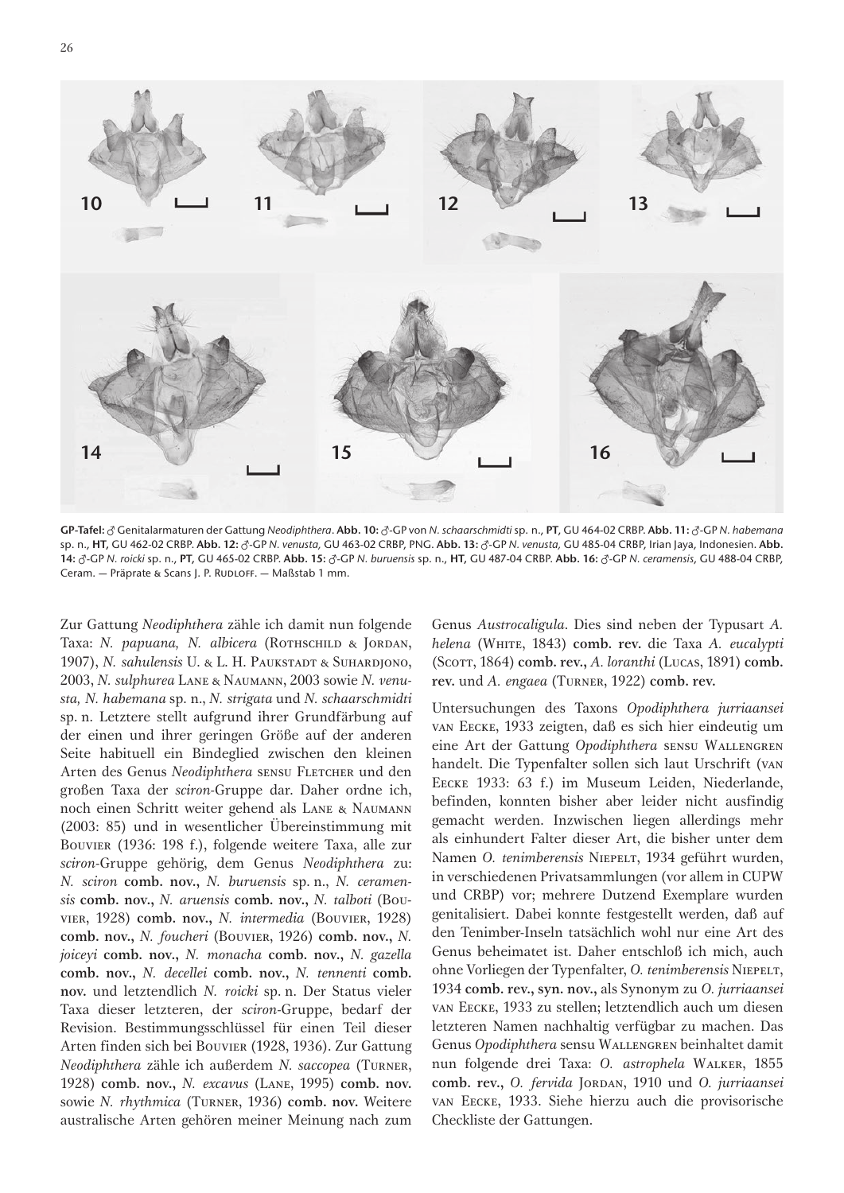**GP-Tafel:** ♂ Genitalarmaturen der Gattung *Neodiphthera*. **Abb. 10:** ♂-GP von *N. schaarschmidti* sp. n., **PT,** GU 464-02 CRBP. **Abb. 11:** ♂-GP *N. habemana* sp. n., **HT,** GU 462-02 CRBP. **Abb. 12:** ♂-GP *N. venusta,* GU 463-02 CRBP, PNG. **Abb. 13:** ♂-GP *N. venusta,* GU 485-04 CRBP, Irian Jaya, Indonesien. **Abb. 14:** ♂-GP *N. roicki* sp. n., **PT,** GU 465-02 CRBP. **Abb. 15:** ♂-GP *N. buruensis* sp. n., **HT,** GU 487-04 CRBP. **Abb. 16:** ♂-GP *N. ceramensis*, GU 488-04 CRBP, Ceram. — Präprate & Scans J. P. Rudloff. — Maßstab 1 mm.

Zur Gattung *Neodiphthera* zähle ich damit nun folgende Taxa: *N. papuana, N. albicera* (Rothschild & Jordan, 1907), *N. sahulensis* U. & L. H. Paukstadt & Suhardjono, 2003, *N. sulphurea* Lane & Naumann, 2003 sowie *N. venusta, N. habemana* sp. n., *N. strigata* und *N. schaarschmidti* sp. n. Letztere stellt aufgrund ihrer Grundfärbung auf der einen und ihrer geringen Größe auf der anderen Seite habituell ein Bindeglied zwischen den kleinen Arten des Genus *Neodiphthera* sensu Fletcher und den großen Taxa der *sciron*-Gruppe dar. Daher ordne ich, noch einen Schritt weiter gehend als Lane & Naumann (2003: 85) und in wesentlicher Übereinstimmung mit Bouvier (1936: 198 f.), folgende weitere Taxa, alle zur *sciron*-Gruppe gehörig, dem Genus *Neodiphthera* zu: *N. sciron* **comb. nov.,** *N. buruensis* sp. n., *N. ceramensis* **comb. nov.,** *N. aruensis* **comb. nov.,** *N. talboti* (Bouvier, 1928) **comb. nov.,** *N. intermedia* (Bouvier, 1928) **comb. nov.,** *N. foucheri* (Bouvier, 1926) **comb. nov.,** *N. joiceyi* **comb. nov.,** *N. monacha* **comb. nov.,** *N. gazella* **comb. nov.,** *N. decellei* **comb. nov.,** *N. tennenti* **comb. nov.** und letztendlich *N. roicki* sp. n. Der Status vieler Taxa dieser letzteren, der *sciron*-Gruppe, bedarf der Revision. Bestimmungsschlüssel für einen Teil dieser Arten finden sich bei Bouvier (1928, 1936). Zur Gattung *Neodiphthera* zähle ich außerdem *N. saccopea* (Turner, 1928) **comb. nov.,** *N. excavus* (Lane, 1995) **comb. nov.** sowie *N. rhythmica* (Turner, 1936) **comb. nov.** Weitere australische Arten gehören meiner Meinung nach zum Genus *Austrocaligula*. Dies sind neben der Typusart *A. helena* (White, 1843) **comb. rev.** die Taxa *A. eucalypti* (Scott, 1864) **comb. rev.,** *A. loranthi* (Lucas, 1891) **comb. rev.** und *A. engaea* (Turner, 1922) **comb. rev.**

Untersuchungen des Taxons *Opodiphthera jurriaansei* van Eecke, 1933 zeigten, daß es sich hier eindeutig um eine Art der Gattung *Opodiphthera* sensu Wallengren handelt. Die Typenfalter sollen sich laut Urschrift (van Eecke 1933: 63 f.) im Museum Leiden, Niederlande, befinden, konnten bisher aber leider nicht ausfindig gemacht werden. Inzwischen liegen allerdings mehr als einhundert Falter dieser Art, die bisher unter dem Namen *O. tenimberensis* Niepelt, 1934 geführt wurden, in verschiedenen Privatsammlungen (vor allem in CUPW und CRBP) vor; mehrere Dutzend Exemplare wurden genitalisiert. Dabei konnte festgestellt werden, daß auf den Tenimber-Inseln tatsächlich wohl nur eine Art des Genus beheimatet ist. Daher entschloß ich mich, auch ohne Vorliegen der Typenfalter, *O. tenimberensis* Niepelt, 1934 **comb. rev., syn. nov.,** als Synonym zu *O. jurriaansei* van Eecke, 1933 zu stellen; letztendlich auch um diesen letzteren Namen nachhaltig verfügbar zu machen. Das Genus *Opodiphthera* sensu Wallengren beinhaltet damit nun folgende drei Taxa: *O. astrophela* Walker, 1855 **comb. rev.,** *O. fervida* Jordan, 1910 und *O. jurriaansei* van Eecke, 1933. Siehe hierzu auch die provisorische Checkliste der Gattungen.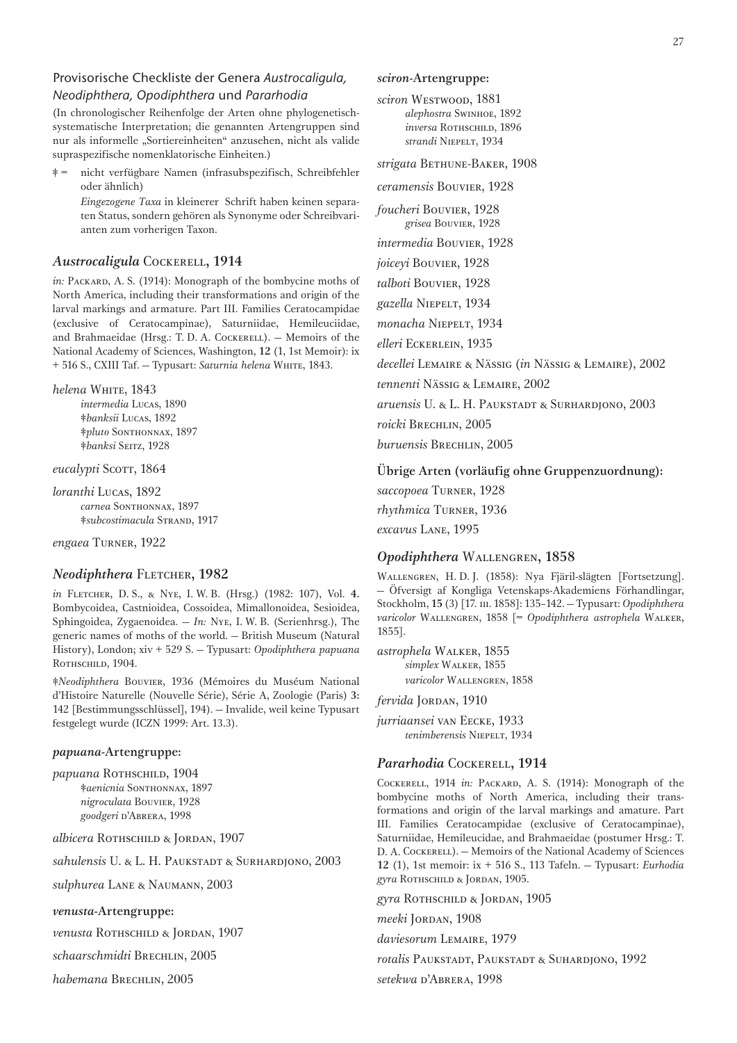## Provisorische Checkliste der Genera *Austrocaligula, Neodiphthera, Opodiphthera* und *Pararhodia*

(In chronologischer Reihenfolge der Arten ohne phylogenetisch-systematische Interpretation; die genannten Artengruppen sind nur als informelle „Sortiereinheiten" anzusehen, nicht als valide supraspezifische nomenklatorische Einheiten.)

‡ = nicht verfügbare Namen (infrasubspezifisch, Schreibfehler oder ähnlich)

*Eingezogene Taxa* in kleinerer Schrift haben keinen separaten Status, sondern gehören als Synonyme oder Schreibvarianten zum vorherigen Taxon.

### *Austrocaligula* Cockerell, 1914

*in:* Packard, A. S. (1914): Monograph of the bombycine moths of North America, including their transformations and origin of the larval markings and armature. Part III. Families Ceratocampidae (exclusive of Ceratocampinae), Saturniidae, Hemileuciidae, and Brahmaeidae (Hrsg.: T. D. A. Cockerell). — Memoirs of the National Academy of Sciences, Washington, **12** (1, 1st Memoir): ix + 516 S., CXIII Taf. — Typusart: *Saturnia helena* White, 1843.

*helena* White, 1843
- *intermedia* Lucas, 1890
- ‡*banksii* Lucas, 1892
- ‡*pluto* Sonthonnax, 1897
- ‡*banksi* Seitz, 1928

*eucalypti* Scott, 1864

*loranthi* Lucas, 1892
- *carnea* Sonthonnax, 1897
- ‡*subcostimacula* Strand, 1917

*engaea* Turner, 1922

### *Neodiphthera* Fletcher, 1982

*in* Fletcher, D. S., & Nye, I. W. B. (Hrsg.) (1982: 107), Vol. **4**. Bombycoidea, Castnioidea, Cossoidea, Mimallonoidea, Sesioidea, Sphingoidea, Zygaenoidea. — *In:* Nye, I. W. B. (Serienhrsg.), The generic names of moths of the world. — British Museum (Natural History), London; xiv + 529 S. — Typusart: *Opodiphthera papuana* Rothschild, 1904.

‡*Neodiphthera* Bouvier, 1936 (Mémoires du Muséum National d'Histoire Naturelle (Nouvelle Série), Série A, Zoologie (Paris) **3**: 142 [Bestimmungsschlüssel], 194). — Invalide, weil keine Typusart festgelegt wurde (ICZN 1999: Art. 13.3).

#### *papuana*-Artengruppe:

*papuana* Rothschild, 1904
- ‡*aenicnia* Sonthonnax, 1897
- *nigroculata* Bouvier, 1928
- *goodgeri* d'Abrera, 1998

*albicera* Rothschild & Jordan, 1907

*sahulensis* U. & L. H. Paukstadt & Surhardjono, 2003

*sulphurea* Lane & Naumann, 2003

#### *venusta*-Artengruppe:

*venusta* Rothschild & Jordan, 1907

*schaarschmidti* Brechlin, 2005

*habemana* Brechlin, 2005

#### *sciron*-Artengruppe:

*sciron* Westwood, 1881
- *alephostra* Swinhoe, 1892
- *inversa* Rothschild, 1896
- *strandi* Niepelt, 1934

*strigata* Bethune-Baker, 1908

*ceramensis* Bouvier, 1928

*foucheri* Bouvier, 1928
- *grisea* Bouvier, 1928

*intermedia* Bouvier, 1928

*joiceyi* Bouvier, 1928

*talboti* Bouvier, 1928

*gazella* Niepelt, 1934

*monacha* Niepelt, 1934

*elleri* Eckerlein, 1935

*decellei* Lemaire & Nässig (*in* Nässig & Lemaire), 2002

*tennenti* Nässig & Lemaire, 2002

*aruensis* U. & L. H. Paukstadt & Surhardjono, 2003

*roicki* Brechlin, 2005

*buruensis* Brechlin, 2005

#### Übrige Arten (vorläufig ohne Gruppenzuordnung):

*saccopoea* Turner, 1928

*rhythmica* Turner, 1936

*excavus* Lane, 1995

### *Opodiphthera* Wallengren, 1858

Wallengren, H. D. J. (1858): Nya Fjäril-slägten [Fortsetzung]. — Öfversigt af Kongliga Vetenskaps-Akademiens Förhandlingar, Stockholm, **15** (3) [17. iii. 1858]: 135–142. — Typusart: *Opodiphthera varicolor* Wallengren, 1858 [= *Opodiphthera astrophela* Walker, 1855].

*astrophela* Walker, 1855
- *simplex* Walker, 1855
- *varicolor* Wallengren, 1858

*fervida* Jordan, 1910

*jurriaansei* van Eecke, 1933
- *tenimberensis* Niepelt, 1934

### *Pararhodia* Cockerell, 1914

Cockerell, 1914 *in:* Packard, A. S. (1914): Monograph of the bombycine moths of North America, including their transformations and origin of the larval markings and amature. Part III. Families Ceratocampidae (exclusive of Ceratocampinae), Saturniidae, Hemileucidae, and Brahmaeidae (postumer Hrsg.: T. D. A. Cockerell). — Memoirs of the National Academy of Sciences **12** (1), 1st memoir: ix + 516 S., 113 Tafeln. — Typusart: *Eurhodia gyra* Rothschild & Jordan, 1905.

*gyra* Rothschild & Jordan, 1905

*meeki* Jordan, 1908

*daviesorum* Lemaire, 1979

*rotalis* Paukstadt, Paukstadt & Suhardjono, 1992

*setekwa* d'Abrera, 1998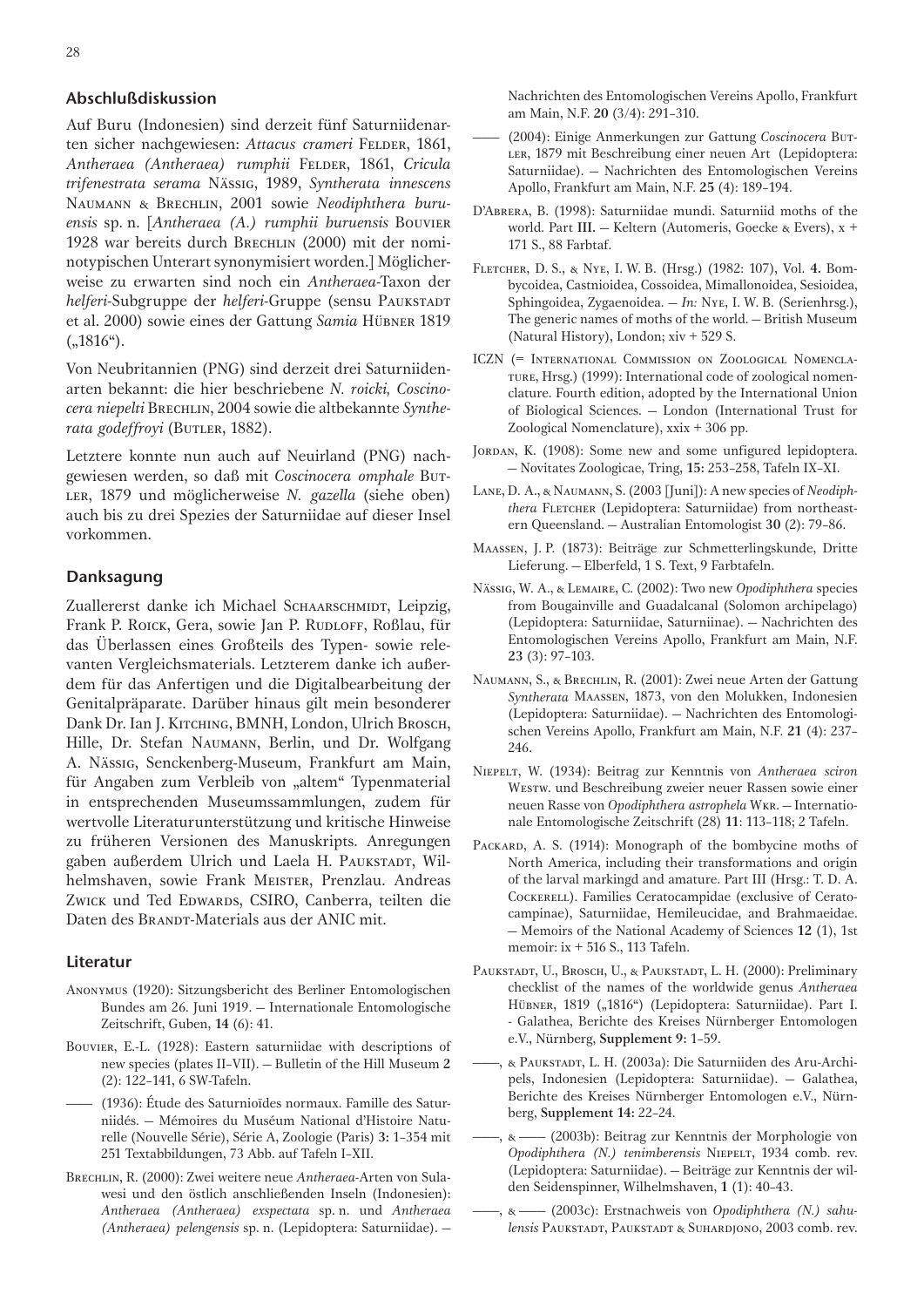### Abschlußdiskussion

Auf Buru (Indonesien) sind derzeit fünf Saturniidenarten sicher nachgewiesen: *Attacus crameri* Felder, 1861, *Antheraea (Antheraea) rumphii* Felder, 1861, *Cricula trifenestrata serama* Nässig, 1989, *Syntherata innescens* Naumann & Brechlin, 2001 sowie *Neodiphthera buruensis* sp. n. [*Antheraea (A.) rumphii buruensis* Bouvier 1928 war bereits durch Brechlin (2000) mit der nominotypischen Unterart synonymisiert worden.] Möglicherweise zu erwarten sind noch ein *Antheraea*-Taxon der *helferi*-Subgruppe der *helferi*-Gruppe (sensu Paukstadt et al. 2000) sowie eines der Gattung *Samia* Hübner 1819 („1816").

Von Neubritannien (PNG) sind derzeit drei Saturniidenarten bekannt: die hier beschriebene *N. roicki, Coscinocera niepelti* Brechlin, 2004 sowie die altbekannte *Syntherata godeffroyi* (Butler, 1882).

Letztere konnte nun auch auf Neuirland (PNG) nachgewiesen werden, so daß mit *Coscinocera omphale* Butler, 1879 und möglicherweise *N. gazella* (siehe oben) auch bis zu drei Spezies der Saturniidae auf dieser Insel vorkommen.

### Danksagung

Zuallererst danke ich Michael Schaarschmidt, Leipzig, Frank P. Roick, Gera, sowie Jan P. Rudloff, Roßlau, für das Überlassen eines Großteils des Typen- sowie relevanten Vergleichsmaterials. Letzterem danke ich außerdem für das Anfertigen und die Digitalbearbeitung der Genitalpräparate. Darüber hinaus gilt mein besonderer Dank Dr. Ian J. Kitching, BMNH, London, Ulrich Brosch, Hille, Dr. Stefan Naumann, Berlin, und Dr. Wolfgang A. Nässig, Senckenberg-Museum, Frankfurt am Main, für Angaben zum Verbleib von „altem" Typenmaterial in entsprechenden Museumssammlungen, zudem für wertvolle Literaturunterstützung und kritische Hinweise zu früheren Versionen des Manuskripts. Anregungen gaben außerdem Ulrich und Laela H. Paukstadt, Wilhelmshaven, sowie Frank Meister, Prenzlau. Andreas Zwick und Ted Edwards, CSIRO, Canberra, teilten die Daten des Brandt-Materials aus der ANIC mit.

### Literatur

Anonymus (1920): Sitzungsbericht des Berliner Entomologischen Bundes am 26. Juni 1919. — Internationale Entomologische Zeitschrift, Guben, **14** (6): 41.

Bouvier, E.-L. (1928): Eastern saturniidae with descriptions of new species (plates II–VII). — Bulletin of the Hill Museum **2** (2): 122–141, 6 SW-Tafeln.

—— (1936): Étude des Saturnioïdes normaux. Famille des Saturniidés. — Mémoires du Muséum National d'Histoire Naturelle (Nouvelle Série), Série A, Zoologie (Paris) **3**: 1–354 mit 251 Textabbildungen, 73 Abb. auf Tafeln I–XII.

Brechlin, R. (2000): Zwei weitere neue *Antheraea*-Arten von Sulawesi und den östlich anschließenden Inseln (Indonesien): *Antheraea (Antheraea) exspectata* sp. n. und *Antheraea (Antheraea) pelengensis* sp. n. (Lepidoptera: Saturniidae). — Nachrichten des Entomologischen Vereins Apollo, Frankfurt am Main, N.F. **20** (3/4): 291–310.

—— (2004): Einige Anmerkungen zur Gattung *Coscinocera* Butler, 1879 mit Beschreibung einer neuen Art (Lepidoptera: Saturniidae). — Nachrichten des Entomologischen Vereins Apollo, Frankfurt am Main, N.F. **25** (4): 189–194.

D'Abrera, B. (1998): Saturniidae mundi. Saturniid moths of the world. Part **III**. — Keltern (Automeris, Goecke & Evers), x + 171 S., 88 Farbtaf.

Fletcher, D. S., & Nye, I. W. B. (Hrsg.) (1982: 107), Vol. **4.** Bombycoidea, Castnioidea, Cossoidea, Mimallonoidea, Sesioidea, Sphingoidea, Zygaenoidea. — *In:* Nye, I. W. B. (Serienhrsg.), The generic names of moths of the world. — British Museum (Natural History), London; xiv + 529 S.

ICZN (= International Commission on Zoological Nomenclature, Hrsg.) (1999): International code of zoological nomenclature. Fourth edition, adopted by the International Union of Biological Sciences. — London (International Trust for Zoological Nomenclature), xxix + 306 pp.

Jordan, K. (1908): Some new and some unfigured lepidoptera. — Novitates Zoologicae, Tring, **15:** 253–258, Tafeln IX–XI.

Lane, D. A., & Naumann, S. (2003 [Juni]): A new species of *Neodiphthera* Fletcher (Lepidoptera: Saturniidae) from northeastern Queensland. — Australian Entomologist **30** (2): 79–86.

Maassen, J. P. (1873): Beiträge zur Schmetterlingskunde, Dritte Lieferung. — Elberfeld, 1 S. Text, 9 Farbtafeln.

Nässig, W. A., & Lemaire, C. (2002): Two new *Opodiphthera* species from Bougainville and Guadalcanal (Solomon archipelago) (Lepidoptera: Saturniidae, Saturniinae). — Nachrichten des Entomologischen Vereins Apollo, Frankfurt am Main, N.F. **23** (3): 97–103.

Naumann, S., & Brechlin, R. (2001): Zwei neue Arten der Gattung *Syntherata* Maassen, 1873, von den Molukken, Indonesien (Lepidoptera: Saturniidae). — Nachrichten des Entomologischen Vereins Apollo, Frankfurt am Main, N.F. **21** (4): 237–246.

Niepelt, W. (1934): Beitrag zur Kenntnis von *Antheraea sciron* Westw. und Beschreibung zweier neuer Rassen sowie einer neuen Rasse von *Opodiphthera astrophela* Wkr. — Internationale Entomologische Zeitschrift (28) **11**: 113–118; 2 Tafeln.

Packard, A. S. (1914): Monograph of the bombycine moths of North America, including their transformations and origin of the larval markingd and amature. Part III (Hrsg.: T. D. A. Cockerell). Families Ceratocampidae (exclusive of Ceratocampinae), Saturniidae, Hemileucidae, and Brahmaeidae. — Memoirs of the National Academy of Sciences **12** (1), 1st memoir: ix + 516 S., 113 Tafeln.

Paukstadt, U., Brosch, U., & Paukstadt, L. H. (2000): Preliminary checklist of the names of the worldwide genus *Antheraea* Hübner, 1819 („1816") (Lepidoptera: Saturniidae). Part I. - Galathea, Berichte des Kreises Nürnberger Entomologen e.V., Nürnberg, **Supplement 9:** 1–59.

——, & Paukstadt, L. H. (2003a): Die Saturniiden des Aru-Archipels, Indonesien (Lepidoptera: Saturniidae). — Galathea, Berichte des Kreises Nürnberger Entomologen e.V., Nürnberg, **Supplement 14:** 22–24.

——, & —— (2003b): Beitrag zur Kenntnis der Morphologie von *Opodiphthera (N.) tenimberensis* Niepelt, 1934 comb. rev. (Lepidoptera: Saturniidae). — Beiträge zur Kenntnis der wilden Seidenspinner, Wilhelmshaven, **1** (1): 40–43.

——, & —— (2003c): Erstnachweis von *Opodiphthera (N.) sahulensis* Paukstadt, Paukstadt & Suhardjono, 2003 comb. rev.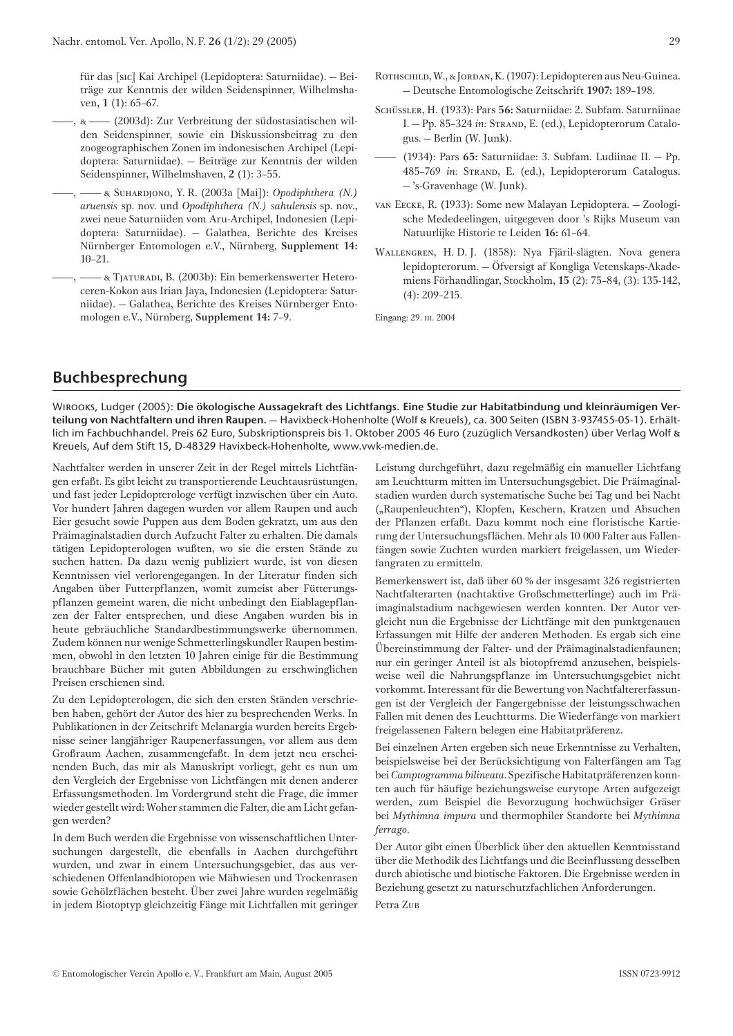für das [sic] Kai Archipel (Lepidoptera: Saturniidae). — Beiträge zur Kenntnis der wilden Seidenspinner, Wilhelmshaven, **1** (1): 65–67.

——, & —— (2003d): Zur Verbreitung der südostasiatischen wilden Seidenspinner, sowie ein Diskussionsbeitrag zu den zoogeographischen Zonen im indonesischen Archipel (Lepidoptera: Saturniidae). — Beiträge zur Kenntnis der wilden Seidenspinner, Wilhelmshaven, **2** (1): 3–55.

——, —— & Suhardjono, Y. R. (2003a [Mai]): *Opodiphthera (N.) aruensis* sp. nov. und *Opodiphthera (N.) sahulensis* sp. nov., zwei neue Saturniiden vom Aru-Archipel, Indonesien (Lepidoptera: Saturniidae). — Galathea, Berichte des Kreises Nürnberger Entomologen e.V., Nürnberg, **Supplement 14:** 10–21.

——, —— & Tjaturadi, B. (2003b): Ein bemerkenswerter Heteroceren-Kokon aus Irian Jaya, Indonesien (Lepidoptera: Saturniidae). — Galathea, Berichte des Kreises Nürnberger Entomologen e.V., Nürnberg, **Supplement 14:** 7–9.

Rothschild, W., & Jordan, K. (1907): Lepidopteren aus Neu-Guinea. — Deutsche Entomologische Zeitschrift **1907:** 189–198.

Schüssler, H. (1933): Pars **56:** Saturniidae: 2. Subfam. Saturniinae I. — Pp. 85–324 *in:* Strand, E. (ed.), Lepidopterorum Catalogus. — Berlin (W. Junk).

—— (1934): Pars **65:** Saturniidae: 3. Subfam. Ludiinae II. — Pp. 485–769 *in:* Strand, E. (ed.), Lepidopterorum Catalogus. — 's-Gravenhage (W. Junk).

van Eecke, R. (1933): Some new Malayan Lepidoptera. — Zoologische Mededeelingen, uitgegeven door 's Rijks Museum van Natuurlijke Historie te Leiden **16:** 61–64.

Wallengren, H. D. J. (1858): Nya Fjäril-slägten. Nova genera lepidopterorum. — Öfversigt af Kongliga Vetenskaps-Akademiens Förhandlingar, Stockholm, **15** (2): 75–84, (3): 135-142, (4): 209–215.

Eingang: 29. iii. 2004

## Buchbesprechung

Wirooks, Ludger (2005): **Die ökologische Aussagekraft des Lichtfangs. Eine Studie zur Habitatbindung und kleinräumigen Verteilung von Nachtfaltern und ihren Raupen.** — Havixbeck-Hohenholte (Wolf & Kreuels), ca. 300 Seiten (ISBN 3-937455-05-1). Erhältlich im Fachbuchhandel. Preis 62 Euro, Subskriptionspreis bis 1. Oktober 2005 46 Euro (zuzüglich Versandkosten) über Verlag Wolf & Kreuels, Auf dem Stift 15, D-48329 Havixbeck-Hohenholte, www.vwk-medien.de.

Nachtfalter werden in unserer Zeit in der Regel mittels Lichtfängen erfaßt. Es gibt leicht zu transportierende Leuchtausrüstungen, und fast jeder Lepidopterologe verfügt inzwischen über ein Auto. Vor hundert Jahren dagegen wurden vor allem Raupen und auch Eier gesucht sowie Puppen aus dem Boden gekratzt, um aus den Präimaginalstadien durch Aufzucht Falter zu erhalten. Die damals tätigen Lepidopterologen wußten, wo sie die ersten Stände zu suchen hatten. Da dazu wenig publiziert wurde, ist von diesen Kenntnissen viel verlorengegangen. In der Literatur finden sich Angaben über Futterpflanzen, womit zumeist aber Fütterungspflanzen gemeint waren, die nicht unbedingt den Eiablagepflanzen der Falter entsprechen, und diese Angaben wurden bis in heute gebräuchliche Standardbestimmungswerke übernommen. Zudem können nur wenige Schmetterlingskundler Raupen bestimmen, obwohl in den letzten 10 Jahren einige für die Bestimmung brauchbare Bücher mit guten Abbildungen zu erschwinglichen Preisen erschienen sind.

Zu den Lepidopterologen, die sich den ersten Ständen verschrieben haben, gehört der Autor des hier zu besprechenden Werks. In Publikationen in der Zeitschrift Melanargia wurden bereits Ergebnisse seiner langjähriger Raupenerfassungen, vor allem aus dem Großraum Aachen, zusammengefaßt. In dem jetzt neu erscheinenden Buch, das mir als Manuskript vorliegt, geht es nun um den Vergleich der Ergebnisse von Lichtfängen mit denen anderer Erfassungsmethoden. Im Vordergrund steht die Frage, die immer wieder gestellt wird: Woher stammen die Falter, die am Licht gefangen werden?

In dem Buch werden die Ergebnisse von wissenschaftlichen Untersuchungen dargestellt, die ebenfalls in Aachen durchgeführt wurden, und zwar in einem Untersuchungsgebiet, das aus verschiedenen Offenlandbiotopen wie Mähwiesen und Trockenrasen sowie Gehölzflächen besteht. Über zwei Jahre wurden regelmäßig in jedem Biotoptyp gleichzeitig Fänge mit Lichtfallen mit geringer Leistung durchgeführt, dazu regelmäßig ein manueller Lichtfang am Leuchtturm mitten im Untersuchungsgebiet. Die Präimaginalstadien wurden durch systematische Suche bei Tag und bei Nacht („Raupenleuchten"), Klopfen, Keschern, Kratzen und Absuchen der Pflanzen erfaßt. Dazu kommt noch eine floristische Kartierung der Untersuchungsflächen. Mehr als 10 000 Falter aus Fallenfängen sowie Zuchten wurden markiert freigelassen, um Wiederfangraten zu ermitteln.

Bemerkenswert ist, daß über 60 % der insgesamt 326 registrierten Nachtfalterarten (nachtaktive Großschmetterlinge) auch im Präimaginalstadium nachgewiesen werden konnten. Der Autor vergleicht nun die Ergebnisse der Lichtfänge mit den punktgenauen Erfassungen mit Hilfe der anderen Methoden. Es ergab sich eine Übereinstimmung der Falter- und der Präimaginalstadienfaunen; nur ein geringer Anteil ist als biotopfremd anzusehen, beispielsweise weil die Nahrungspflanze im Untersuchungsgebiet nicht vorkommt. Interessant für die Bewertung von Nachtfaltererfassungen ist der Vergleich der Fangergebnisse der leistungsschwachen Fallen mit denen des Leuchtturms. Die Wiederfänge von markiert freigelassenen Faltern belegen eine Habitatpräferenz.

Bei einzelnen Arten ergeben sich neue Erkenntnisse zu Verhalten, beispielsweise bei der Berücksichtigung von Falterfängen am Tag bei *Camptogramma bilineata*. Spezifische Habitatpräferenzen konnten auch für häufige beziehungsweise eurytope Arten aufgezeigt werden, zum Beispiel die Bevorzugung hochwüchsiger Gräser bei *Mythimna impura* und thermophiler Standorte bei *Mythimna ferrago*.

Der Autor gibt einen Überblick über den aktuellen Kenntnisstand über die Methodik des Lichtfangs und die Beeinflussung desselben durch abiotische und biotische Faktoren. Die Ergebnisse werden in Beziehung gesetzt zu naturschutzfachlichen Anforderungen.

Petra Zub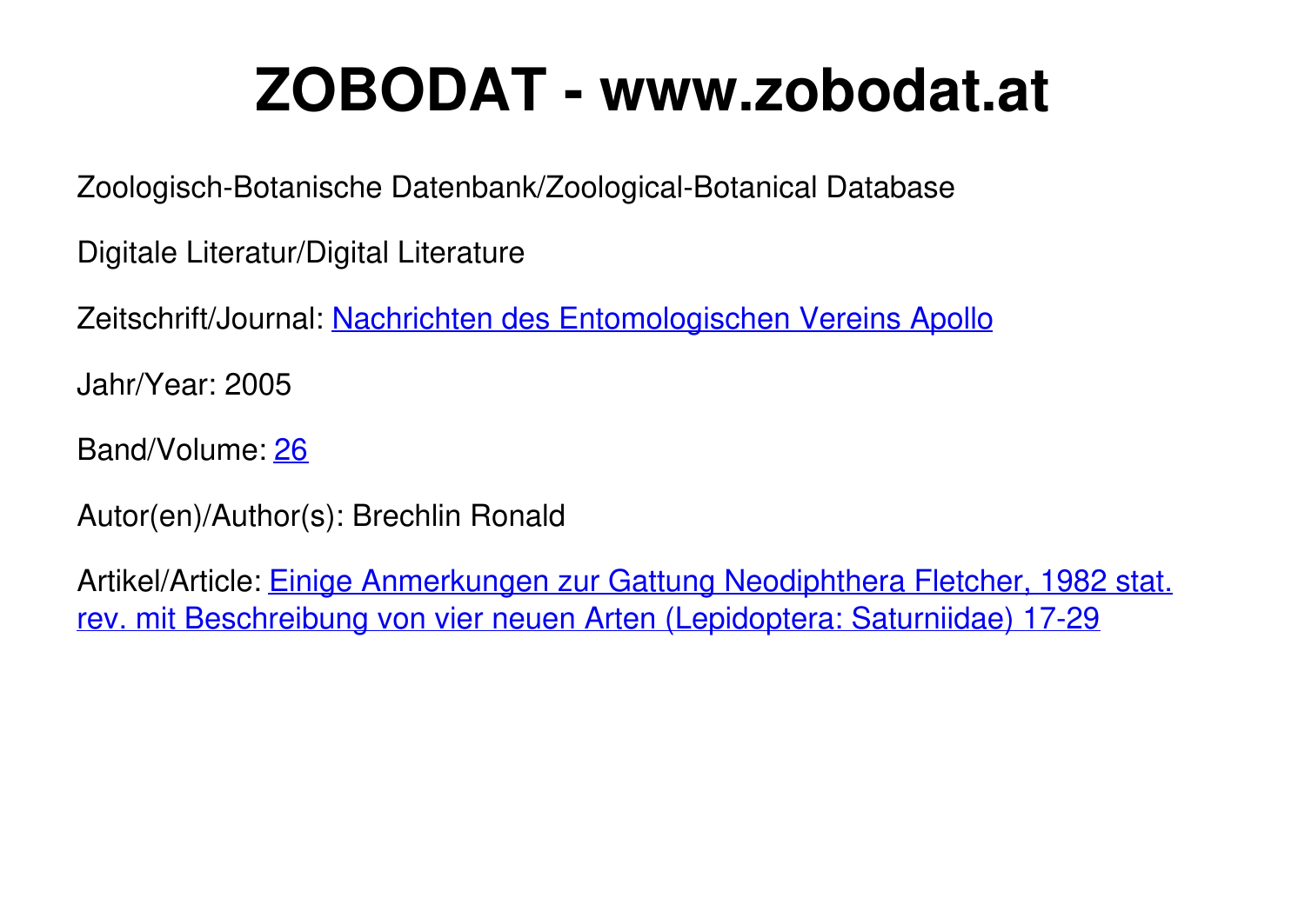# ZOBODAT - www.zobodat.at

Zoologisch-Botanische Datenbank/Zoological-Botanical Database

Digitale Literatur/Digital Literature

Zeitschrift/Journal: Nachrichten des Entomologischen Vereins Apollo

Jahr/Year: 2005

Band/Volume: 26

Autor(en)/Author(s): Brechlin Ronald

Artikel/Article: Einige Anmerkungen zur Gattung Neodiphthera Fletcher, 1982 stat. rev. mit Beschreibung von vier neuen Arten (Lepidoptera: Saturniidae) 17-29